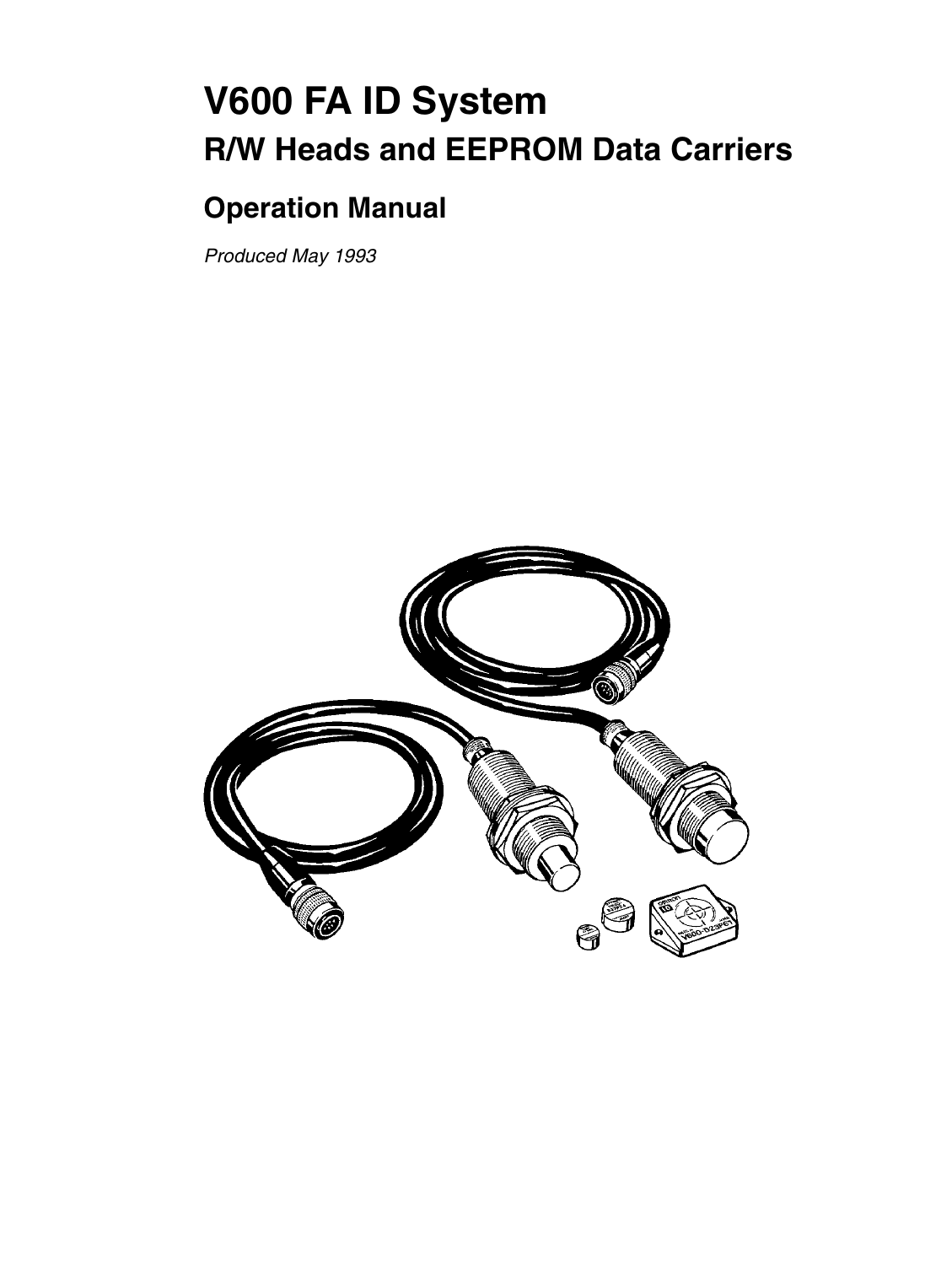# V600 FA ID System

## R/W Heads and EEPROM Data Carriers

## Operation Manual

*Produced May 1993*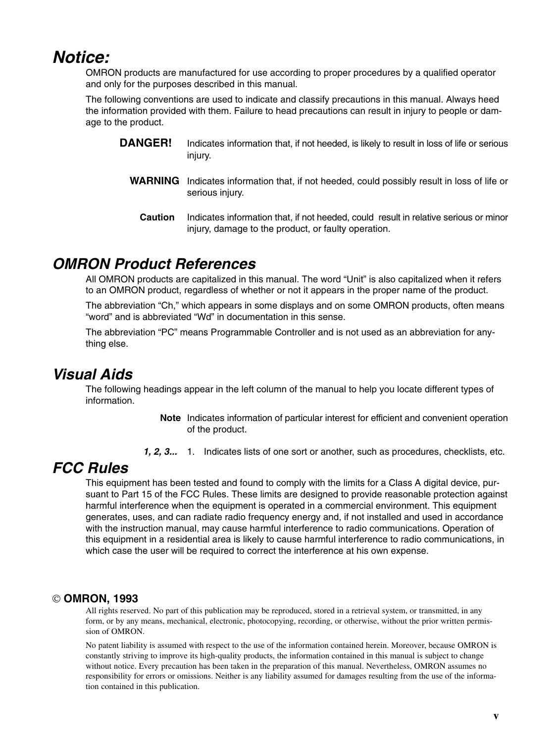## Notice:

OMRON products are manufactured for use according to proper procedures by a qualified operator and only for the purposes described in this manual.

The following conventions are used to indicate and classify precautions in this manual. Always heed the information provided with them. Failure to head precautions can result in injury to people or damage to the product.

**DANGER!** Indicates information that, if not heeded, is likely to result in loss of life or serious injury.

**WARNING** Indicates information that, if not heeded, could possibly result in loss of life or serious injury.

**Caution** Indicates information that, if not heeded, could result in relative serious or minor injury, damage to the product, or faulty operation.

## OMRON Product References

All OMRON products are capitalized in this manual. The word "Unit" is also capitalized when it refers to an OMRON product, regardless of whether or not it appears in the proper name of the product.

The abbreviation "Ch," which appears in some displays and on some OMRON products, often means "word" and is abbreviated "Wd" in documentation in this sense.

The abbreviation "PC" means Programmable Controller and is not used as an abbreviation for anything else.

## Visual Aids

The following headings appear in the left column of the manual to help you locate different types of information.

**Note** Indicates information of particular interest for efficient and convenient operation of the product.

***1, 2, 3...*** 1. Indicates lists of one sort or another, such as procedures, checklists, etc.

## FCC Rules

This equipment has been tested and found to comply with the limits for a Class A digital device, pursuant to Part 15 of the FCC Rules. These limits are designed to provide reasonable protection against harmful interference when the equipment is operated in a commercial environment. This equipment generates, uses, and can radiate radio frequency energy and, if not installed and used in accordance with the instruction manual, may cause harmful interference to radio communications. Operation of this equipment in a residential area is likely to cause harmful interference to radio communications, in which case the user will be required to correct the interference at his own expense.

**© OMRON, 1993**

All rights reserved. No part of this publication may be reproduced, stored in a retrieval system, or transmitted, in any form, or by any means, mechanical, electronic, photocopying, recording, or otherwise, without the prior written permission of OMRON.

No patent liability is assumed with respect to the use of the information contained herein. Moreover, because OMRON is constantly striving to improve its high-quality products, the information contained in this manual is subject to change without notice. Every precaution has been taken in the preparation of this manual. Nevertheless, OMRON assumes no responsibility for errors or omissions. Neither is any liability assumed for damages resulting from the use of the information contained in this publication.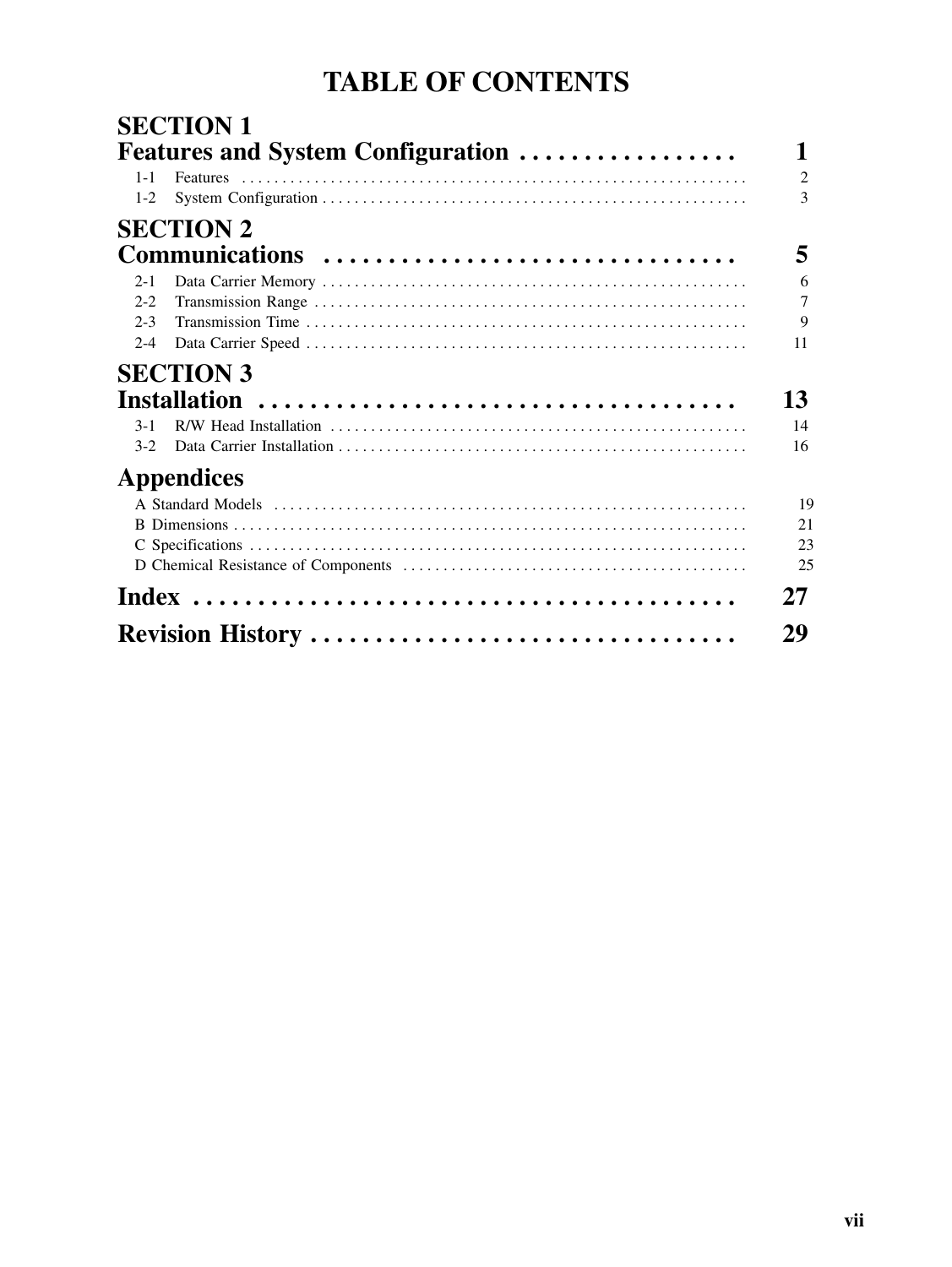# TABLE OF CONTENTS

## SECTION 1
## Features and System Configuration . . . . . . . . . . . . . . . . . 1

1-1 Features . . . . . . . . . . . . . . . . . . . . . . . . . . . . . . . . . . . . . . . . . . . . . . . . . . . . . . . . . . . . . . 2
1-2 System Configuration . . . . . . . . . . . . . . . . . . . . . . . . . . . . . . . . . . . . . . . . . . . . . . . . . . . . . 3

## SECTION 2
## Communications . . . . . . . . . . . . . . . . . . . . . . . . . . . . . . . . 5

2-1 Data Carrier Memory . . . . . . . . . . . . . . . . . . . . . . . . . . . . . . . . . . . . . . . . . . . . . . . . . . . . . 6
2-2 Transmission Range . . . . . . . . . . . . . . . . . . . . . . . . . . . . . . . . . . . . . . . . . . . . . . . . . . . . . . 7
2-3 Transmission Time . . . . . . . . . . . . . . . . . . . . . . . . . . . . . . . . . . . . . . . . . . . . . . . . . . . . . . . 9
2-4 Data Carrier Speed . . . . . . . . . . . . . . . . . . . . . . . . . . . . . . . . . . . . . . . . . . . . . . . . . . . . . . . 11

## SECTION 3
## Installation . . . . . . . . . . . . . . . . . . . . . . . . . . . . . . . . . . . . 13

3-1 R/W Head Installation . . . . . . . . . . . . . . . . . . . . . . . . . . . . . . . . . . . . . . . . . . . . . . . . . . . . 14
3-2 Data Carrier Installation . . . . . . . . . . . . . . . . . . . . . . . . . . . . . . . . . . . . . . . . . . . . . . . . . . . 16

## Appendices

A Standard Models . . . . . . . . . . . . . . . . . . . . . . . . . . . . . . . . . . . . . . . . . . . . . . . . . . . . . . . . . . 19
B Dimensions . . . . . . . . . . . . . . . . . . . . . . . . . . . . . . . . . . . . . . . . . . . . . . . . . . . . . . . . . . . . . . . 21
C Specifications . . . . . . . . . . . . . . . . . . . . . . . . . . . . . . . . . . . . . . . . . . . . . . . . . . . . . . . . . . . . . 23
D Chemical Resistance of Components . . . . . . . . . . . . . . . . . . . . . . . . . . . . . . . . . . . . . . . . . . 25

## Index . . . . . . . . . . . . . . . . . . . . . . . . . . . . . . . . . . . . . . . . . . 27

## Revision History . . . . . . . . . . . . . . . . . . . . . . . . . . . . . . . . 29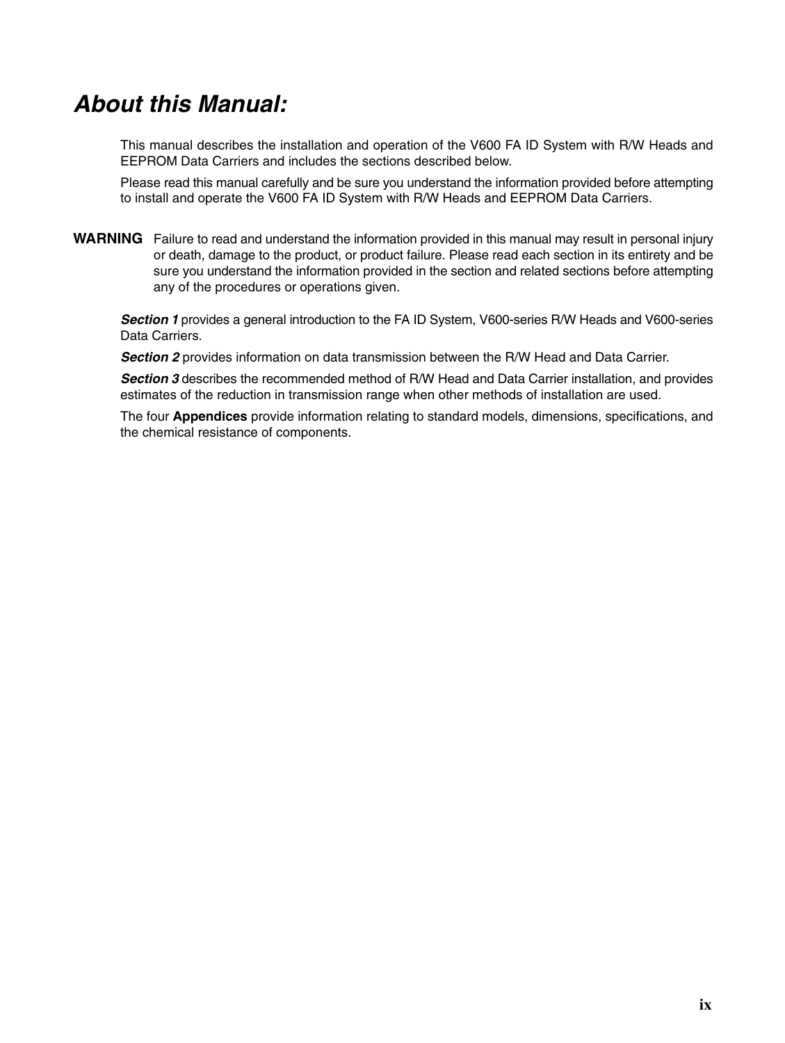# *About this Manual:*

This manual describes the installation and operation of the V600 FA ID System with R/W Heads and EEPROM Data Carriers and includes the sections described below.

Please read this manual carefully and be sure you understand the information provided before attempting to install and operate the V600 FA ID System with R/W Heads and EEPROM Data Carriers.

**WARNING** Failure to read and understand the information provided in this manual may result in personal injury or death, damage to the product, or product failure. Please read each section in its entirety and be sure you understand the information provided in the section and related sections before attempting any of the procedures or operations given.

***Section 1*** provides a general introduction to the FA ID System, V600-series R/W Heads and V600-series Data Carriers.

***Section 2*** provides information on data transmission between the R/W Head and Data Carrier.

***Section 3*** describes the recommended method of R/W Head and Data Carrier installation, and provides estimates of the reduction in transmission range when other methods of installation are used.

The four **Appendices** provide information relating to standard models, dimensions, specifications, and the chemical resistance of components.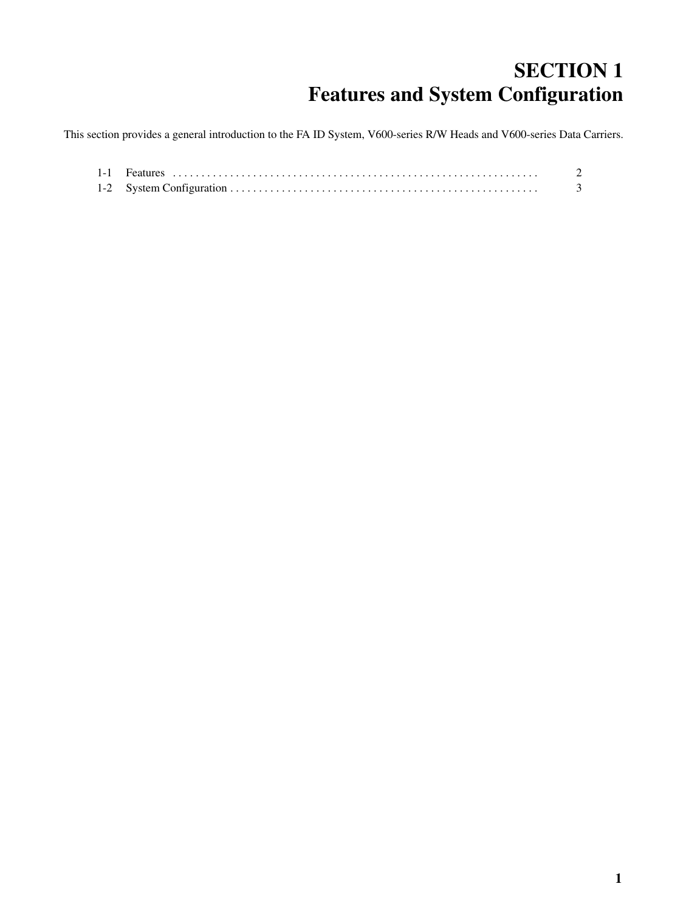# SECTION 1
# Features and System Configuration

This section provides a general introduction to the FA ID System, V600-series R/W Heads and V600-series Data Carriers.

| | | |
|---|---|---|
| 1-1 | Features | 2 |
| 1-2 | System Configuration | 3 |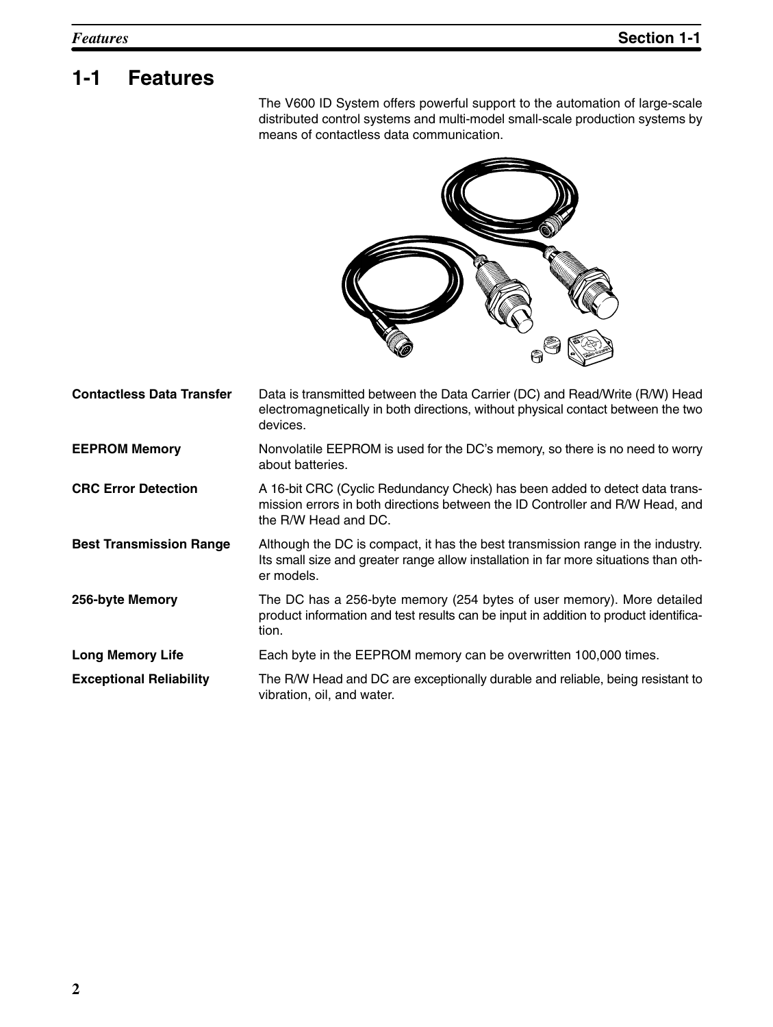# 1-1 Features

The V600 ID System offers powerful support to the automation of large-scale distributed control systems and multi-model small-scale production systems by means of contactless data communication.

**Contactless Data Transfer**
Data is transmitted between the Data Carrier (DC) and Read/Write (R/W) Head electromagnetically in both directions, without physical contact between the two devices.

**EEPROM Memory**
Nonvolatile EEPROM is used for the DC's memory, so there is no need to worry about batteries.

**CRC Error Detection**
A 16-bit CRC (Cyclic Redundancy Check) has been added to detect data transmission errors in both directions between the ID Controller and R/W Head, and the R/W Head and DC.

**Best Transmission Range**
Although the DC is compact, it has the best transmission range in the industry. Its small size and greater range allow installation in far more situations than other models.

**256-byte Memory**
The DC has a 256-byte memory (254 bytes of user memory). More detailed product information and test results can be input in addition to product identification.

**Long Memory Life**
Each byte in the EEPROM memory can be overwritten 100,000 times.

**Exceptional Reliability**
The R/W Head and DC are exceptionally durable and reliable, being resistant to vibration, oil, and water.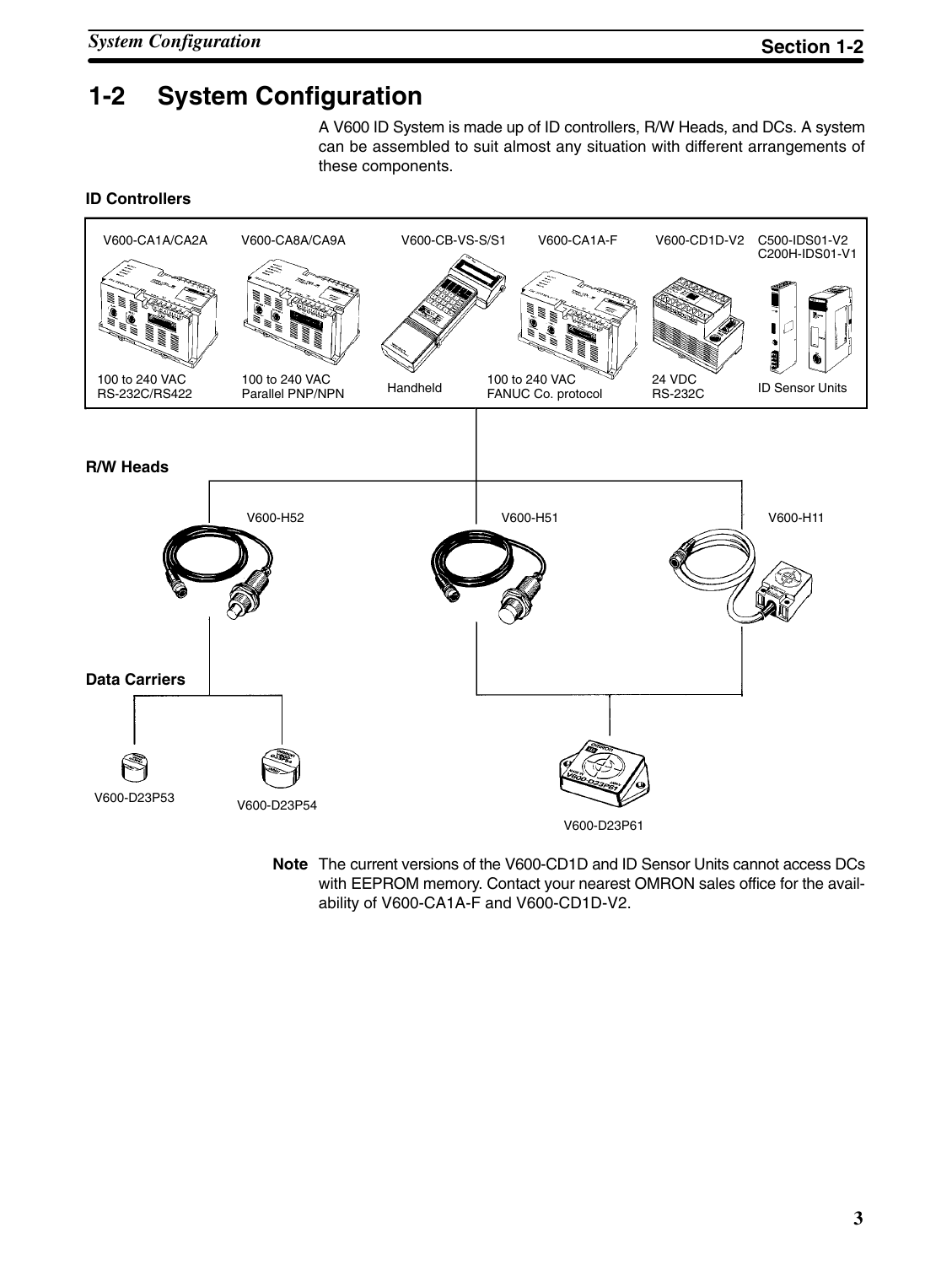## 1-2 System Configuration

A V600 ID System is made up of ID controllers, R/W Heads, and DCs. A system can be assembled to suit almost any situation with different arrangements of these components.

**ID Controllers**

| V600-CA1A/CA2A | V600-CA8A/CA9A | V600-CB-VS-S/S1 | V600-CA1A-F | V600-CD1D-V2 | C500-IDS01-V2<br>C200H-IDS01-V1 |
|---|---|---|---|---|---|
| 100 to 240 VAC<br>RS-232C/RS422 | 100 to 240 VAC<br>Parallel PNP/NPN | Handheld | 100 to 240 VAC<br>FANUC Co. protocol | 24 VDC<br>RS-232C | ID Sensor Units |

**R/W Heads**

V600-H52, V600-H51, V600-H11

**Data Carriers**

V600-D23P53, V600-D23P54, V600-D23P61

**Note** The current versions of the V600-CD1D and ID Sensor Units cannot access DCs with EEPROM memory. Contact your nearest OMRON sales office for the availability of V600-CA1A-F and V600-CD1D-V2.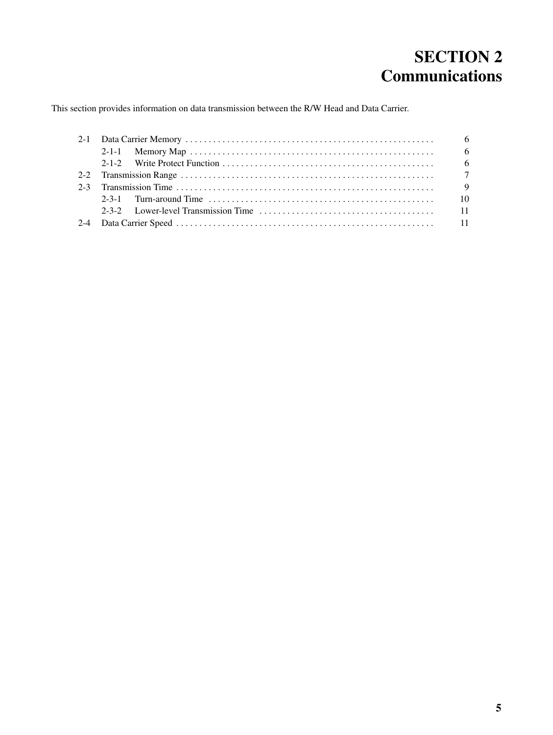# SECTION 2
# Communications

This section provides information on data transmission between the R/W Head and Data Carrier.

2-1 Data Carrier Memory . . . . . . . . . . . . . . . . . . . . . . . . . . . . . . . . . . . . . . . . . . . . . . . . . . . . . 6
    2-1-1 Memory Map . . . . . . . . . . . . . . . . . . . . . . . . . . . . . . . . . . . . . . . . . . . . . . . . . . . . . 6
    2-1-2 Write Protect Function . . . . . . . . . . . . . . . . . . . . . . . . . . . . . . . . . . . . . . . . . . . . . . 6
2-2 Transmission Range . . . . . . . . . . . . . . . . . . . . . . . . . . . . . . . . . . . . . . . . . . . . . . . . . . . . . . 7
2-3 Transmission Time . . . . . . . . . . . . . . . . . . . . . . . . . . . . . . . . . . . . . . . . . . . . . . . . . . . . . . . 9
    2-3-1 Turn-around Time . . . . . . . . . . . . . . . . . . . . . . . . . . . . . . . . . . . . . . . . . . . . . . . . . 10
    2-3-2 Lower-level Transmission Time . . . . . . . . . . . . . . . . . . . . . . . . . . . . . . . . . . . . . . 11
2-4 Data Carrier Speed . . . . . . . . . . . . . . . . . . . . . . . . . . . . . . . . . . . . . . . . . . . . . . . . . . . . . . 11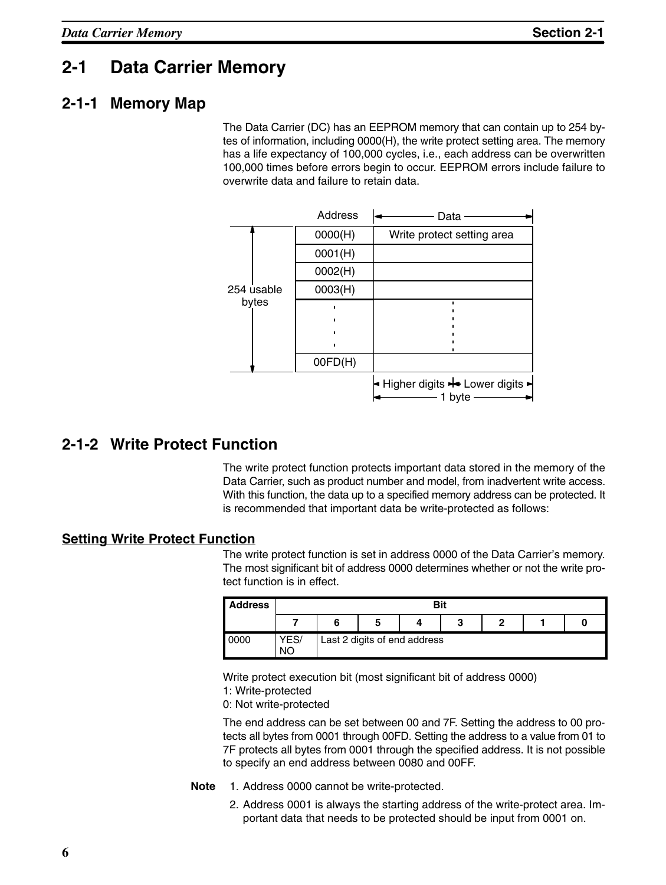## 2-1 Data Carrier Memory

### 2-1-1 Memory Map

The Data Carrier (DC) has an EEPROM memory that can contain up to 254 bytes of information, including 0000(H), the write protect setting area. The memory has a life expectancy of 100,000 cycles, i.e., each address can be overwritten 100,000 times before errors begin to occur. EEPROM errors include failure to overwrite data and failure to retain data.

| Address | Data |
|---|---|
| 0000(H) | Write protect setting area |
| 0001(H) | |
| 0002(H) | |
| 0003(H) | |
| ⋮ | ⋮ |
| 00FD(H) | |

254 usable bytes

Higher digits | Lower digits — 1 byte

### 2-1-2 Write Protect Function

The write protect function protects important data stored in the memory of the Data Carrier, such as product number and model, from inadvertent write access. With this function, the data up to a specified memory address can be protected. It is recommended that important data be write-protected as follows:

#### Setting Write Protect Function

The write protect function is set in address 0000 of the Data Carrier's memory. The most significant bit of address 0000 determines whether or not the write protect function is in effect.

| Address | Bit | | | | | | | |
|---|---|---|---|---|---|---|---|---|
| | 7 | 6 | 5 | 4 | 3 | 2 | 1 | 0 |
| 0000 | YES/NO | Last 2 digits of end address | | | | | | |

Write protect execution bit (most significant bit of address 0000)
1: Write-protected
0: Not write-protected

The end address can be set between 00 and 7F. Setting the address to 00 protects all bytes from 0001 through 00FD. Setting the address to a value from 01 to 7F protects all bytes from 0001 through the specified address. It is not possible to specify an end address between 0080 and 00FF.

**Note**
1. Address 0000 cannot be write-protected.
2. Address 0001 is always the starting address of the write-protect area. Important data that needs to be protected should be input from 0001 on.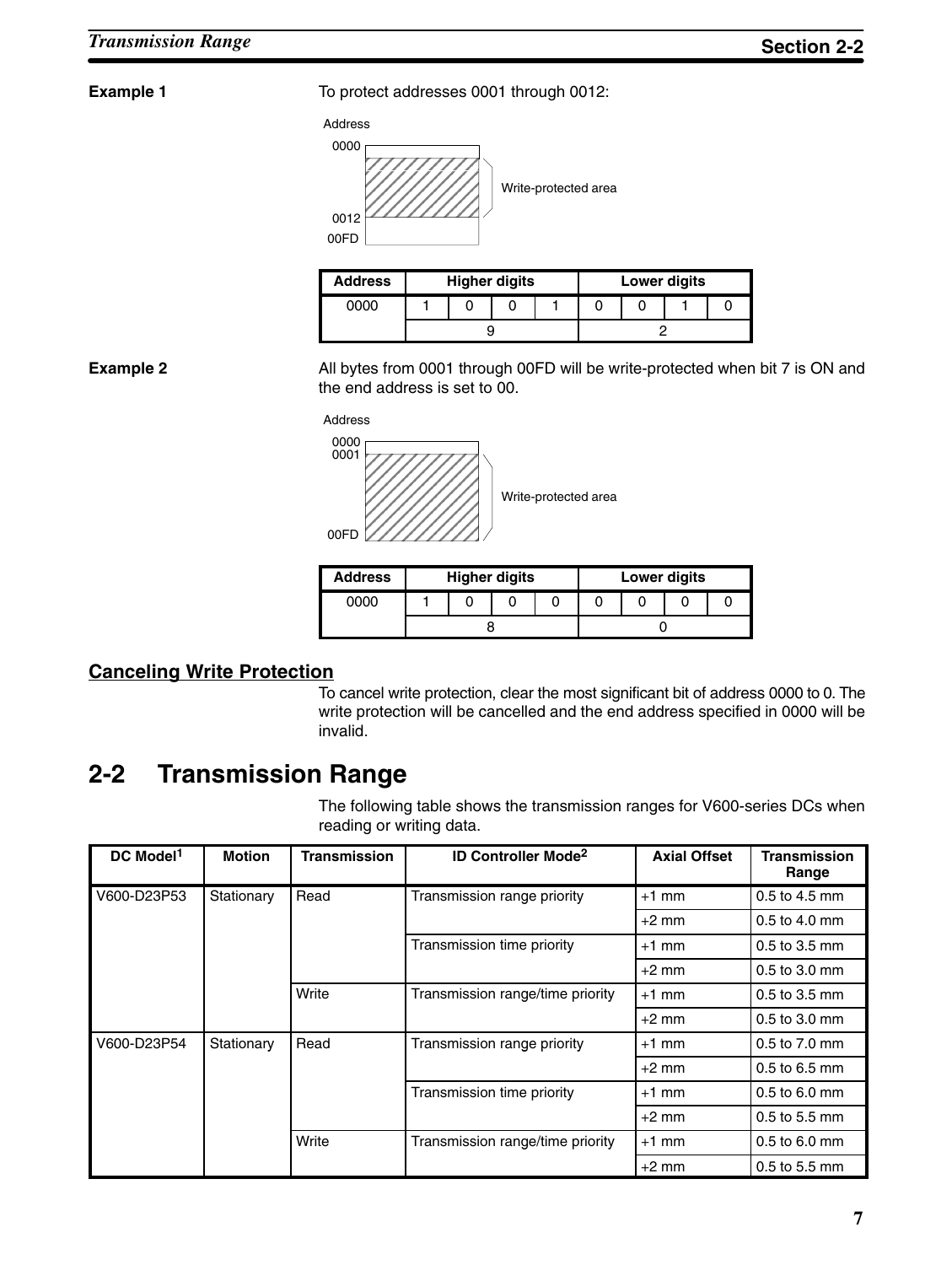**Example 1**

To protect addresses 0001 through 0012:

Address

0000

0012

00FD

Write-protected area

| Address | Higher digits | | | | Lower digits | | | |
|---|---|---|---|---|---|---|---|---|
| 0000 | 1 | 0 | 0 | 1 | 0 | 0 | 1 | 0 |
| | 9 | | | | 2 | | | |

**Example 2**

All bytes from 0001 through 00FD will be write-protected when bit 7 is ON and the end address is set to 00.

Address

0000

0001

00FD

Write-protected area

| Address | Higher digits | | | | Lower digits | | | |
|---|---|---|---|---|---|---|---|---|
| 0000 | 1 | 0 | 0 | 0 | 0 | 0 | 0 | 0 |
| | 8 | | | | 0 | | | |

### Canceling Write Protection

To cancel write protection, clear the most significant bit of address 0000 to 0. The write protection will be cancelled and the end address specified in 0000 will be invalid.

## 2-2 Transmission Range

The following table shows the transmission ranges for V600-series DCs when reading or writing data.

| DC Model[1] | Motion | Transmission | ID Controller Mode[2] | Axial Offset | Transmission Range |
|---|---|---|---|---|---|
| V600-D23P53 | Stationary | Read | Transmission range priority | +1 mm | 0.5 to 4.5 mm |
| | | | | +2 mm | 0.5 to 4.0 mm |
| | | | Transmission time priority | +1 mm | 0.5 to 3.5 mm |
| | | | | +2 mm | 0.5 to 3.0 mm |
| | | Write | Transmission range/time priority | +1 mm | 0.5 to 3.5 mm |
| | | | | +2 mm | 0.5 to 3.0 mm |
| V600-D23P54 | Stationary | Read | Transmission range priority | +1 mm | 0.5 to 7.0 mm |
| | | | | +2 mm | 0.5 to 6.5 mm |
| | | | Transmission time priority | +1 mm | 0.5 to 6.0 mm |
| | | | | +2 mm | 0.5 to 5.5 mm |
| | | Write | Transmission range/time priority | +1 mm | 0.5 to 6.0 mm |
| | | | | +2 mm | 0.5 to 5.5 mm |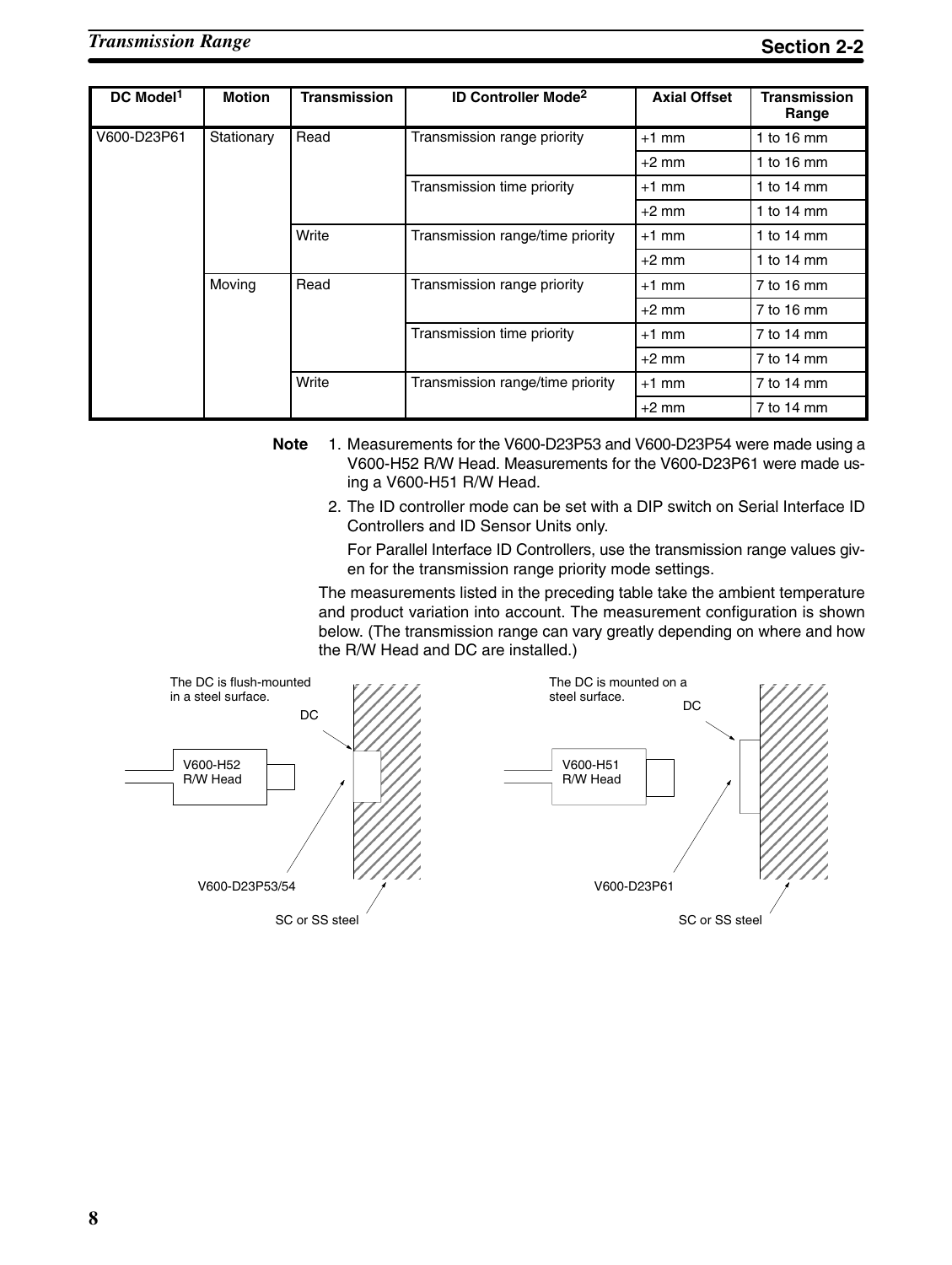| DC Model[1] | Motion | Transmission | ID Controller Mode[2] | Axial Offset | Transmission Range |
|---|---|---|---|---|---|
| V600-D23P61 | Stationary | Read | Transmission range priority | +1 mm | 1 to 16 mm |
| | | | | +2 mm | 1 to 16 mm |
| | | | Transmission time priority | +1 mm | 1 to 14 mm |
| | | | | +2 mm | 1 to 14 mm |
| | | Write | Transmission range/time priority | +1 mm | 1 to 14 mm |
| | | | | +2 mm | 1 to 14 mm |
| | Moving | Read | Transmission range priority | +1 mm | 7 to 16 mm |
| | | | | +2 mm | 7 to 16 mm |
| | | | Transmission time priority | +1 mm | 7 to 14 mm |
| | | | | +2 mm | 7 to 14 mm |
| | | Write | Transmission range/time priority | +1 mm | 7 to 14 mm |
| | | | | +2 mm | 7 to 14 mm |

**Note** 1. Measurements for the V600-D23P53 and V600-D23P54 were made using a V600-H52 R/W Head. Measurements for the V600-D23P61 were made using a V600-H51 R/W Head.

2. The ID controller mode can be set with a DIP switch on Serial Interface ID Controllers and ID Sensor Units only.

   For Parallel Interface ID Controllers, use the transmission range values given for the transmission range priority mode settings.

The measurements listed in the preceding table take the ambient temperature and product variation into account. The measurement configuration is shown below. (The transmission range can vary greatly depending on where and how the R/W Head and DC are installed.)

The DC is flush-mounted in a steel surface.

DC

V600-H52 R/W Head

V600-D23P53/54

SC or SS steel

The DC is mounted on a steel surface.

DC

V600-H51 R/W Head

V600-D23P61

SC or SS steel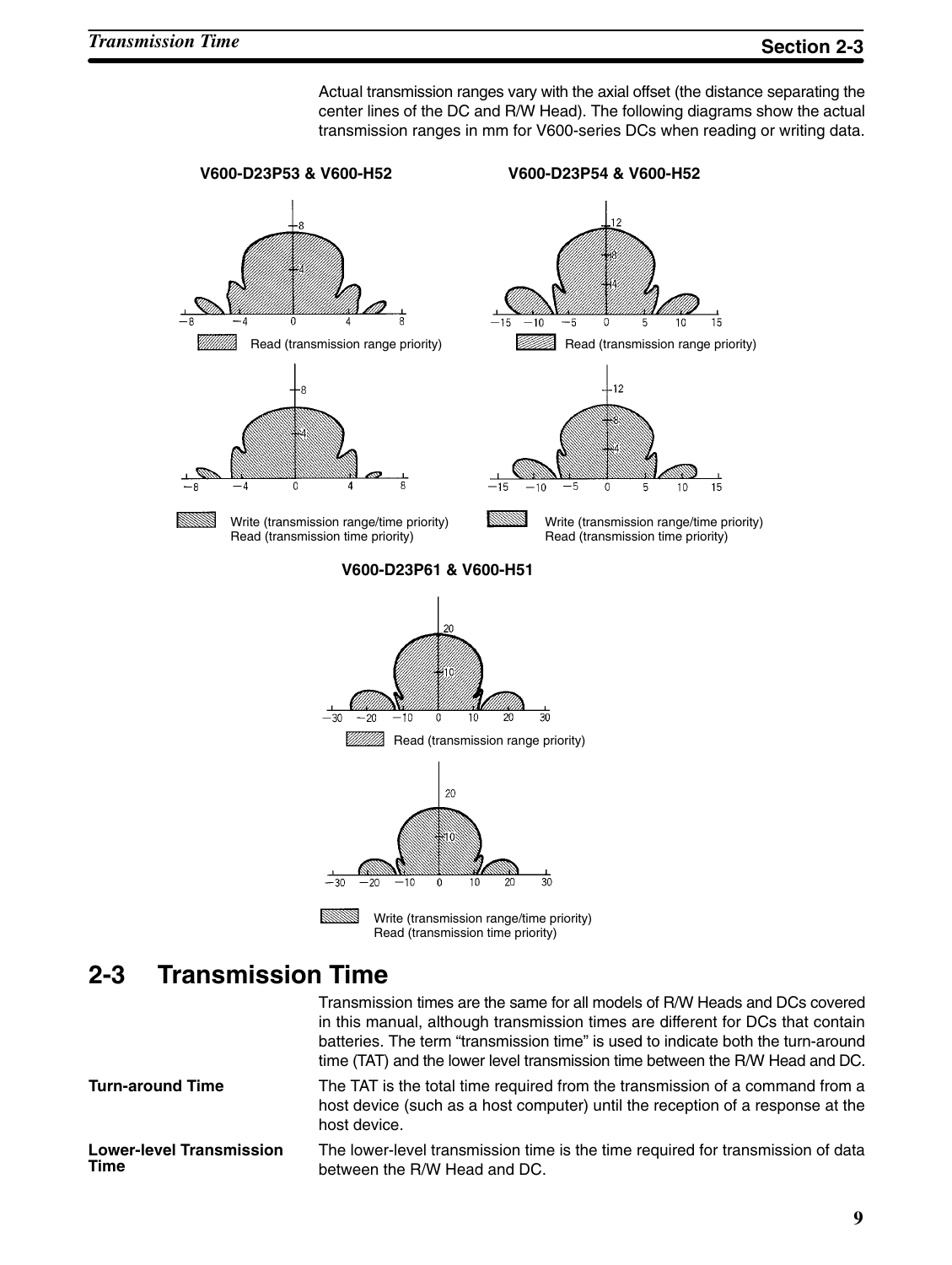Actual transmission ranges vary with the axial offset (the distance separating the center lines of the DC and R/W Head). The following diagrams show the actual transmission ranges in mm for V600-series DCs when reading or writing data.

**V600-D23P53 & V600-H52**

Read (transmission range priority)

Write (transmission range/time priority)
Read (transmission time priority)

**V600-D23P54 & V600-H52**

Read (transmission range priority)

Write (transmission range/time priority)
Read (transmission time priority)

**V600-D23P61 & V600-H51**

Read (transmission range priority)

Write (transmission range/time priority)
Read (transmission time priority)

## 2-3 Transmission Time

Transmission times are the same for all models of R/W Heads and DCs covered in this manual, although transmission times are different for DCs that contain batteries. The term "transmission time" is used to indicate both the turn-around time (TAT) and the lower level transmission time between the R/W Head and DC.

**Turn-around Time**

The TAT is the total time required from the transmission of a command from a host device (such as a host computer) until the reception of a response at the host device.

**Lower-level Transmission Time**

The lower-level transmission time is the time required for transmission of data between the R/W Head and DC.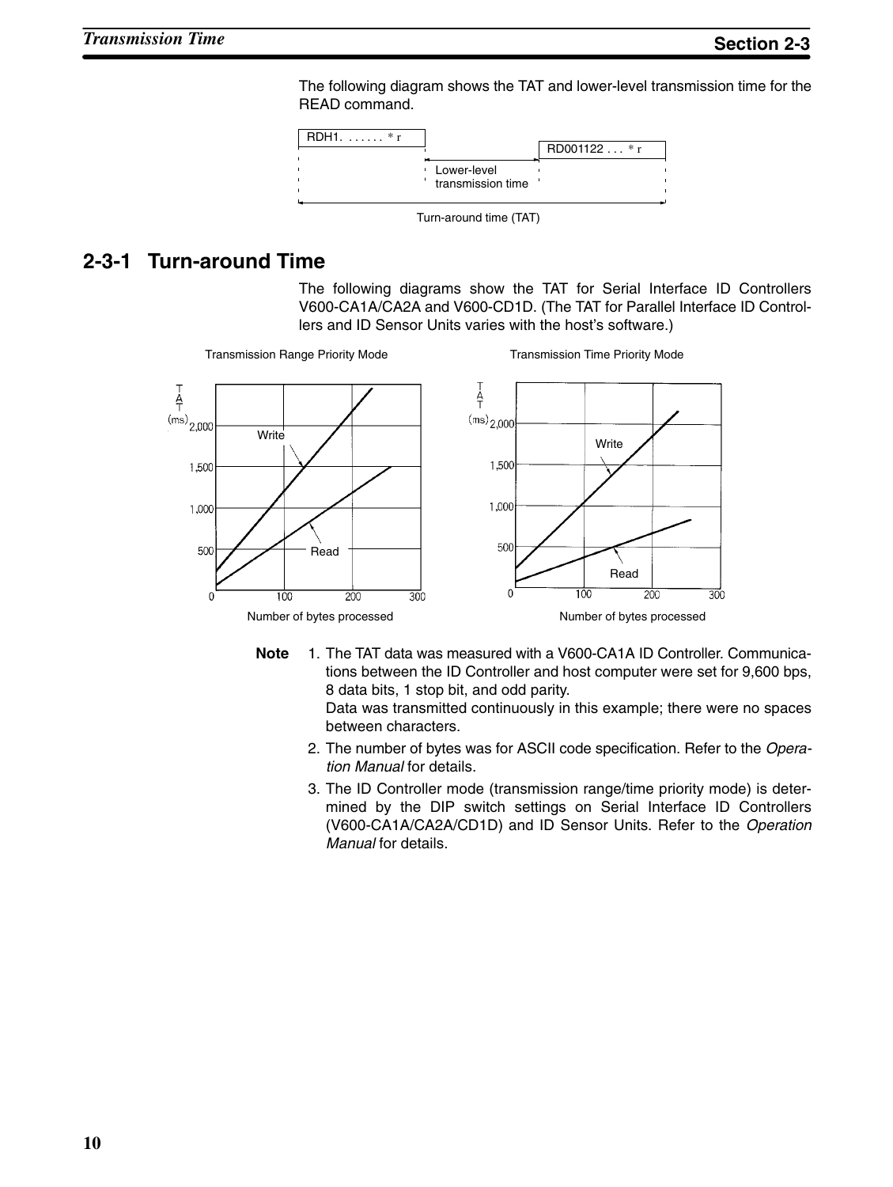The following diagram shows the TAT and lower-level transmission time for the READ command.

RDH1. . . . . . . * r

RD001122 . . . * r

Lower-level transmission time

Turn-around time (TAT)

## 2-3-1 Turn-around Time

The following diagrams show the TAT for Serial Interface ID Controllers V600-CA1A/CA2A and V600-CD1D. (The TAT for Parallel Interface ID Controllers and ID Sensor Units varies with the host's software.)

Transmission Range Priority Mode

Transmission Time Priority Mode

**Note**

1. The TAT data was measured with a V600-CA1A ID Controller. Communications between the ID Controller and host computer were set for 9,600 bps, 8 data bits, 1 stop bit, and odd parity.
   Data was transmitted continuously in this example; there were no spaces between characters.
2. The number of bytes was for ASCII code specification. Refer to the *Operation Manual* for details.
3. The ID Controller mode (transmission range/time priority mode) is determined by the DIP switch settings on Serial Interface ID Controllers (V600-CA1A/CA2A/CD1D) and ID Sensor Units. Refer to the *Operation Manual* for details.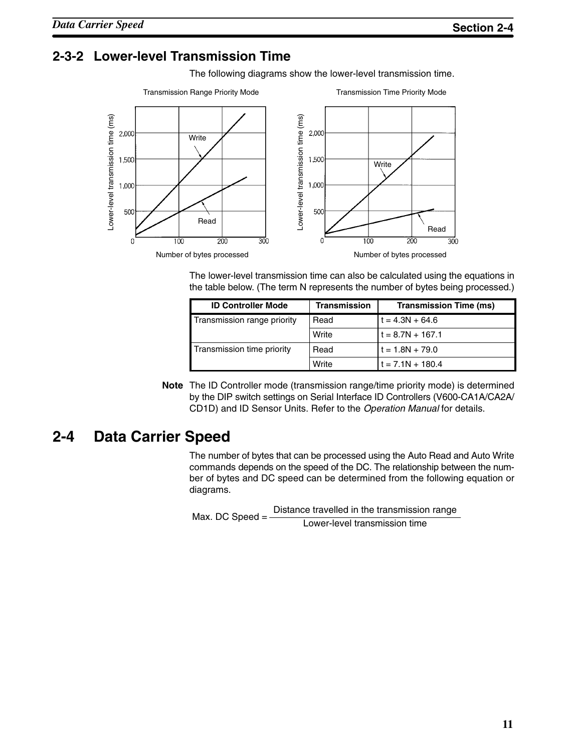## 2-3-2 Lower-level Transmission Time

The following diagrams show the lower-level transmission time.

The lower-level transmission time can also be calculated using the equations in the table below. (The term N represents the number of bytes being processed.)

| ID Controller Mode | Transmission | Transmission Time (ms) |
|---|---|---|
| Transmission range priority | Read | $t = 4.3N + 64.6$ |
| | Write | $t = 8.7N + 167.1$ |
| Transmission time priority | Read | $t = 1.8N + 79.0$ |
| | Write | $t = 7.1N + 180.4$ |

**Note** The ID Controller mode (transmission range/time priority mode) is determined by the DIP switch settings on Serial Interface ID Controllers (V600-CA1A/CA2A/CD1D) and ID Sensor Units. Refer to the *Operation Manual* for details.

# 2-4 Data Carrier Speed

The number of bytes that can be processed using the Auto Read and Auto Write commands depends on the speed of the DC. The relationship between the number of bytes and DC speed can be determined from the following equation or diagrams.

$$\text{Max. DC Speed} = \frac{\text{Distance travelled in the transmission range}}{\text{Lower-level transmission time}}$$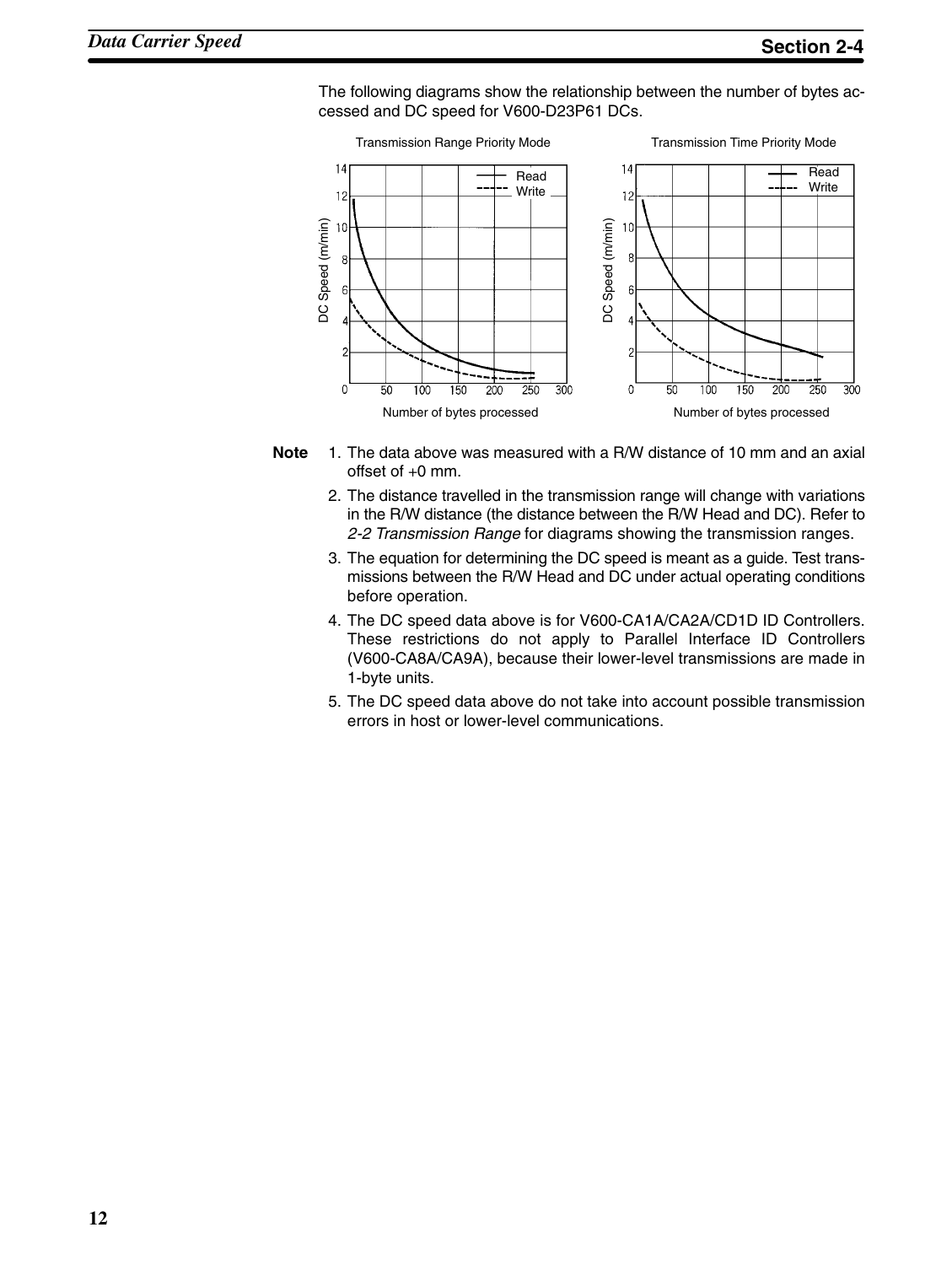The following diagrams show the relationship between the number of bytes accessed and DC speed for V600-D23P61 DCs.

Transmission Range Priority Mode

Transmission Time Priority Mode

**Note**

1. The data above was measured with a R/W distance of 10 mm and an axial offset of +0 mm.
2. The distance travelled in the transmission range will change with variations in the R/W distance (the distance between the R/W Head and DC). Refer to *2-2 Transmission Range* for diagrams showing the transmission ranges.
3. The equation for determining the DC speed is meant as a guide. Test transmissions between the R/W Head and DC under actual operating conditions before operation.
4. The DC speed data above is for V600-CA1A/CA2A/CD1D ID Controllers. These restrictions do not apply to Parallel Interface ID Controllers (V600-CA8A/CA9A), because their lower-level transmissions are made in 1-byte units.
5. The DC speed data above do not take into account possible transmission errors in host or lower-level communications.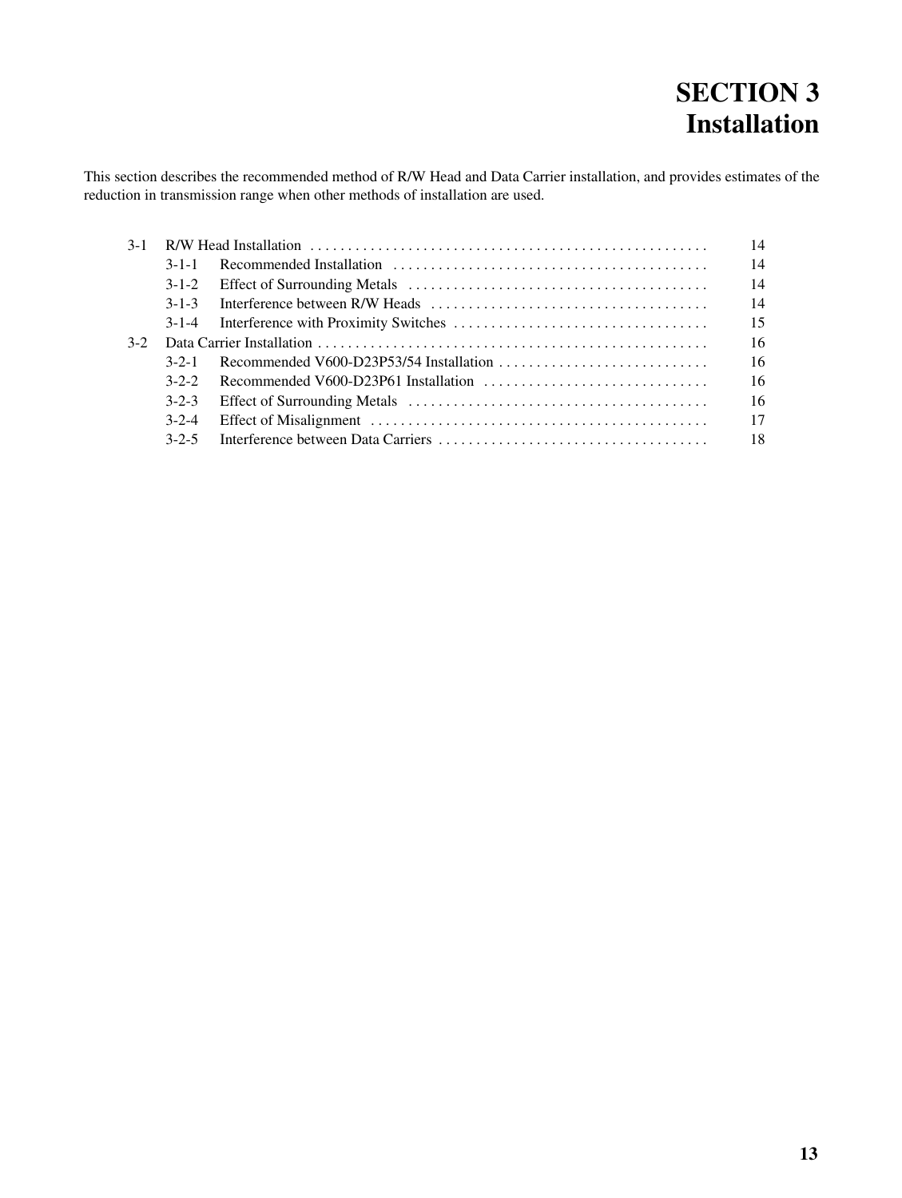# SECTION 3
# Installation

This section describes the recommended method of R/W Head and Data Carrier installation, and provides estimates of the reduction in transmission range when other methods of installation are used.

| | | | |
|---|---|---|---|
| 3-1 | R/W Head Installation | | 14 |
| | 3-1-1 | Recommended Installation | 14 |
| | 3-1-2 | Effect of Surrounding Metals | 14 |
| | 3-1-3 | Interference between R/W Heads | 14 |
| | 3-1-4 | Interference with Proximity Switches | 15 |
| 3-2 | Data Carrier Installation | | 16 |
| | 3-2-1 | Recommended V600-D23P53/54 Installation | 16 |
| | 3-2-2 | Recommended V600-D23P61 Installation | 16 |
| | 3-2-3 | Effect of Surrounding Metals | 16 |
| | 3-2-4 | Effect of Misalignment | 17 |
| | 3-2-5 | Interference between Data Carriers | 18 |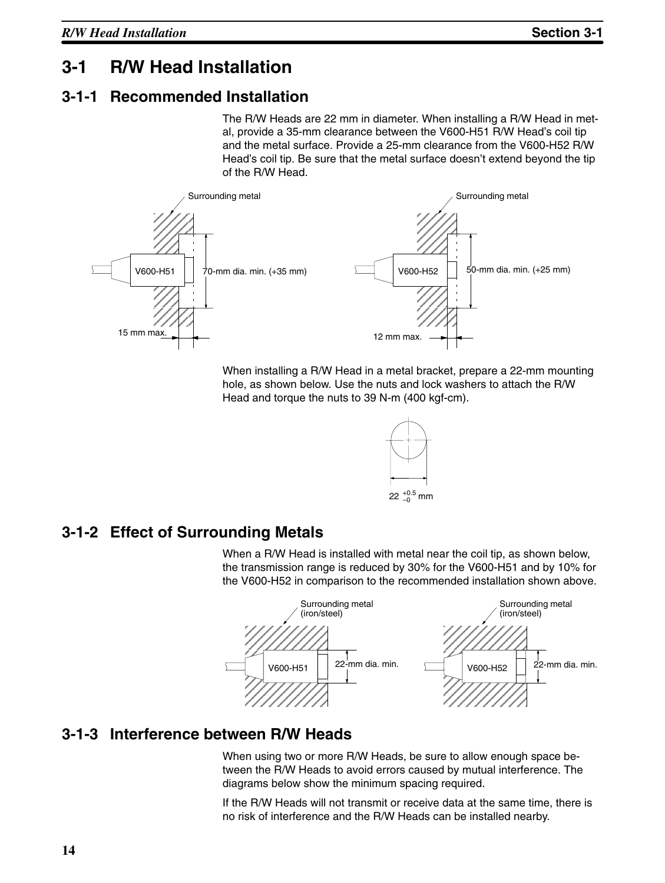# 3-1 R/W Head Installation

## 3-1-1 Recommended Installation

The R/W Heads are 22 mm in diameter. When installing a R/W Head in metal, provide a 35-mm clearance between the V600-H51 R/W Head's coil tip and the metal surface. Provide a 25-mm clearance from the V600-H52 R/W Head's coil tip. Be sure that the metal surface doesn't extend beyond the tip of the R/W Head.

Surrounding metal

V600-H51 70-mm dia. min. (+35 mm)

15 mm max.

Surrounding metal

V600-H52 50-mm dia. min. (+25 mm)

12 mm max.

When installing a R/W Head in a metal bracket, prepare a 22-mm mounting hole, as shown below. Use the nuts and lock washers to attach the R/W Head and torque the nuts to 39 N-m (400 kgf-cm).

$22^{+0.5}_{-0}$ mm

## 3-1-2 Effect of Surrounding Metals

When a R/W Head is installed with metal near the coil tip, as shown below, the transmission range is reduced by 30% for the V600-H51 and by 10% for the V600-H52 in comparison to the recommended installation shown above.

Surrounding metal (iron/steel)

V600-H51 22-mm dia. min.

Surrounding metal (iron/steel)

V600-H52 22-mm dia. min.

## 3-1-3 Interference between R/W Heads

When using two or more R/W Heads, be sure to allow enough space between the R/W Heads to avoid errors caused by mutual interference. The diagrams below show the minimum spacing required.

If the R/W Heads will not transmit or receive data at the same time, there is no risk of interference and the R/W Heads can be installed nearby.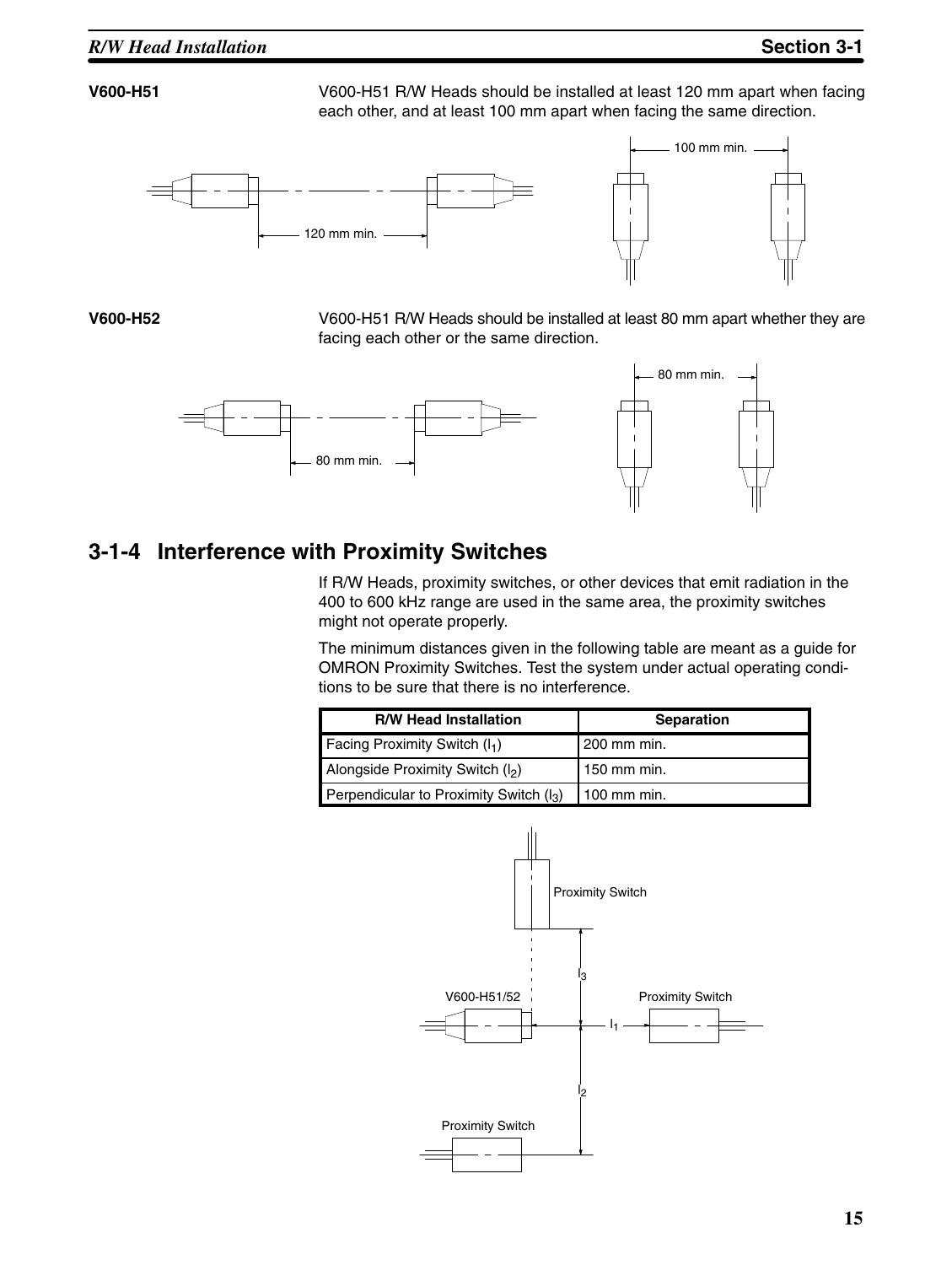**V600-H51**

V600-H51 R/W Heads should be installed at least 120 mm apart when facing each other, and at least 100 mm apart when facing the same direction.

**V600-H52**

V600-H51 R/W Heads should be installed at least 80 mm apart whether they are facing each other or the same direction.

## 3-1-4 Interference with Proximity Switches

If R/W Heads, proximity switches, or other devices that emit radiation in the 400 to 600 kHz range are used in the same area, the proximity switches might not operate properly.

The minimum distances given in the following table are meant as a guide for OMRON Proximity Switches. Test the system under actual operating conditions to be sure that there is no interference.

| R/W Head Installation | Separation |
| --- | --- |
| Facing Proximity Switch ($l_1$) | 200 mm min. |
| Alongside Proximity Switch ($l_2$) | 150 mm min. |
| Perpendicular to Proximity Switch ($l_3$) | 100 mm min. |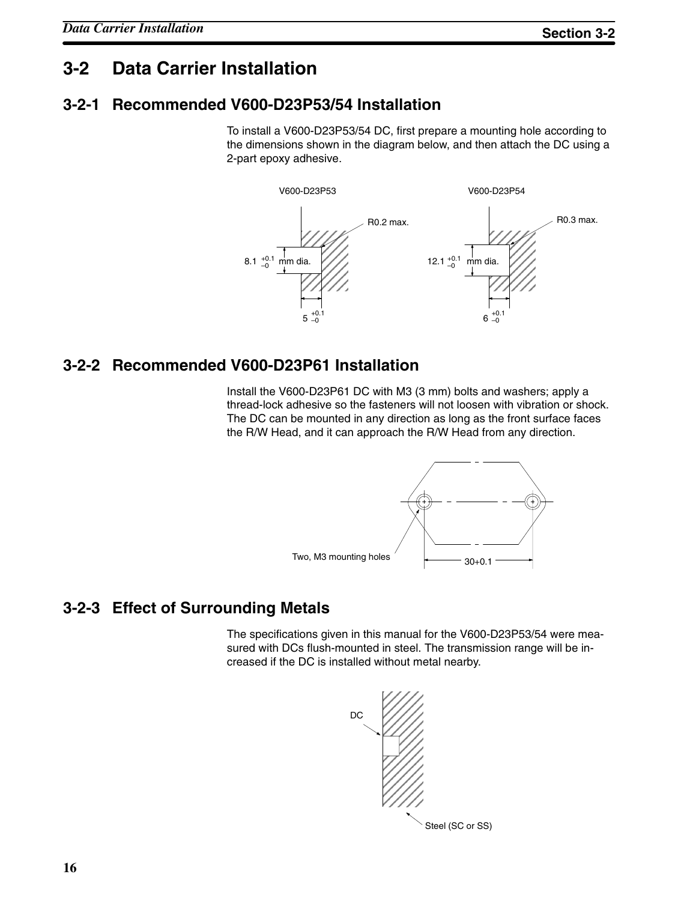## 3-2 Data Carrier Installation

### 3-2-1 Recommended V600-D23P53/54 Installation

To install a V600-D23P53/54 DC, first prepare a mounting hole according to the dimensions shown in the diagram below, and then attach the DC using a 2-part epoxy adhesive.

V600-D23P53

R0.2 max.

$8.1\,^{+0.1}_{-0}$ mm dia.

$5\,^{+0.1}_{-0}$

V600-D23P54

R0.3 max.

$12.1\,^{+0.1}_{-0}$ mm dia.

$6\,^{+0.1}_{-0}$

### 3-2-2 Recommended V600-D23P61 Installation

Install the V600-D23P61 DC with M3 (3 mm) bolts and washers; apply a thread-lock adhesive so the fasteners will not loosen with vibration or shock. The DC can be mounted in any direction as long as the front surface faces the R/W Head, and it can approach the R/W Head from any direction.

Two, M3 mounting holes

30+0.1

### 3-2-3 Effect of Surrounding Metals

The specifications given in this manual for the V600-D23P53/54 were measured with DCs flush-mounted in steel. The transmission range will be increased if the DC is installed without metal nearby.

DC

Steel (SC or SS)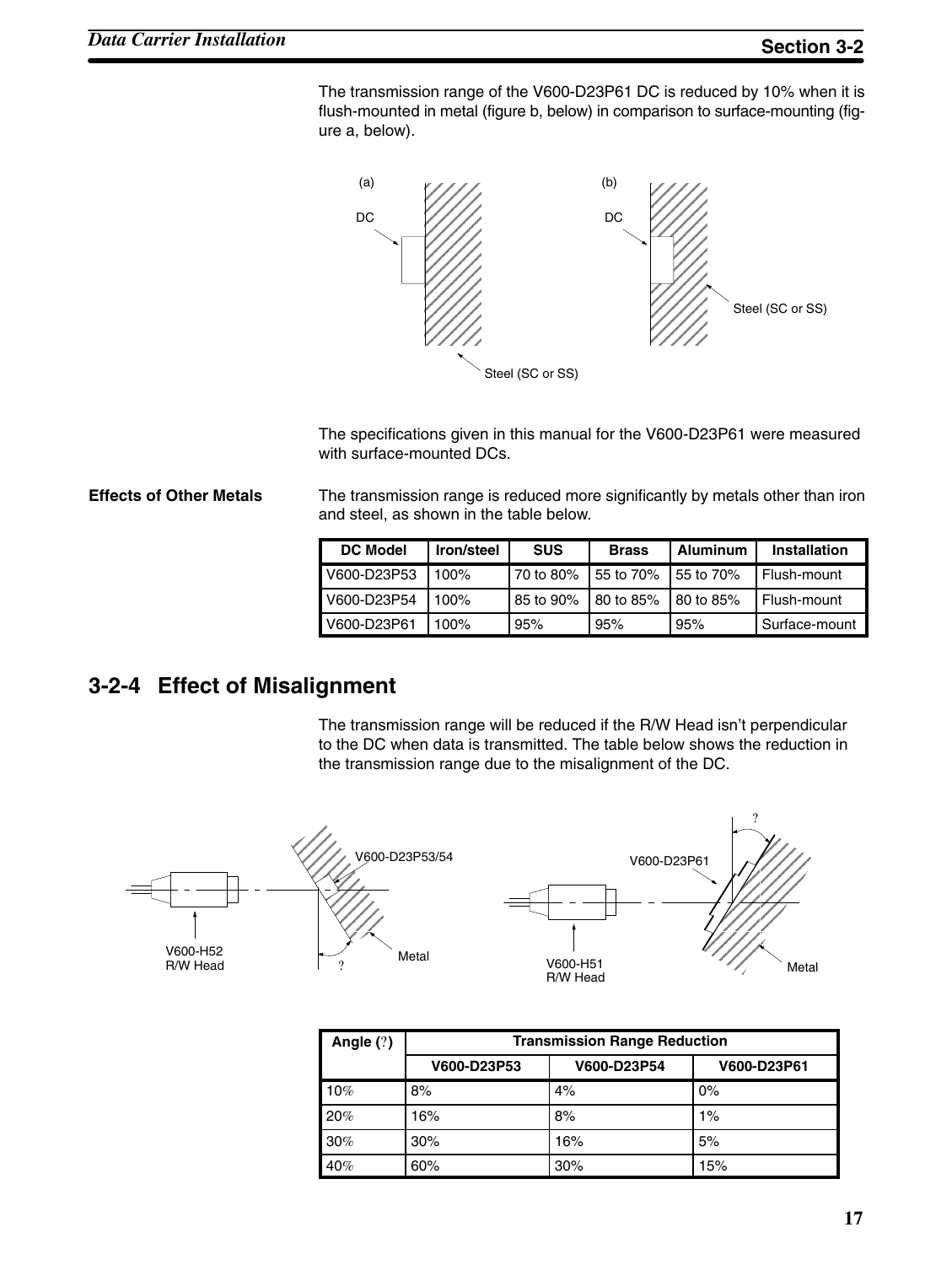The transmission range of the V600-D23P61 DC is reduced by 10% when it is flush-mounted in metal (figure b, below) in comparison to surface-mounting (figure a, below).

(a)

DC

Steel (SC or SS)

(b)

DC

Steel (SC or SS)

The specifications given in this manual for the V600-D23P61 were measured with surface-mounted DCs.

**Effects of Other Metals**

The transmission range is reduced more significantly by metals other than iron and steel, as shown in the table below.

| DC Model | Iron/steel | SUS | Brass | Aluminum | Installation |
|---|---|---|---|---|---|
| V600-D23P53 | 100% | 70 to 80% | 55 to 70% | 55 to 70% | Flush-mount |
| V600-D23P54 | 100% | 85 to 90% | 80 to 85% | 80 to 85% | Flush-mount |
| V600-D23P61 | 100% | 95% | 95% | 95% | Surface-mount |

## 3-2-4 Effect of Misalignment

The transmission range will be reduced if the R/W Head isn't perpendicular to the DC when data is transmitted. The table below shows the reduction in the transmission range due to the misalignment of the DC.

V600-D23P53/54

V600-H52 R/W Head

Metal

?

V600-D23P61

V600-H51 R/W Head

Metal

?

| Angle (?) | Transmission Range Reduction | | |
|---|---|---|---|
| | V600-D23P53 | V600-D23P54 | V600-D23P61 |
| 10% | 8% | 4% | 0% |
| 20% | 16% | 8% | 1% |
| 30% | 30% | 16% | 5% |
| 40% | 60% | 30% | 15% |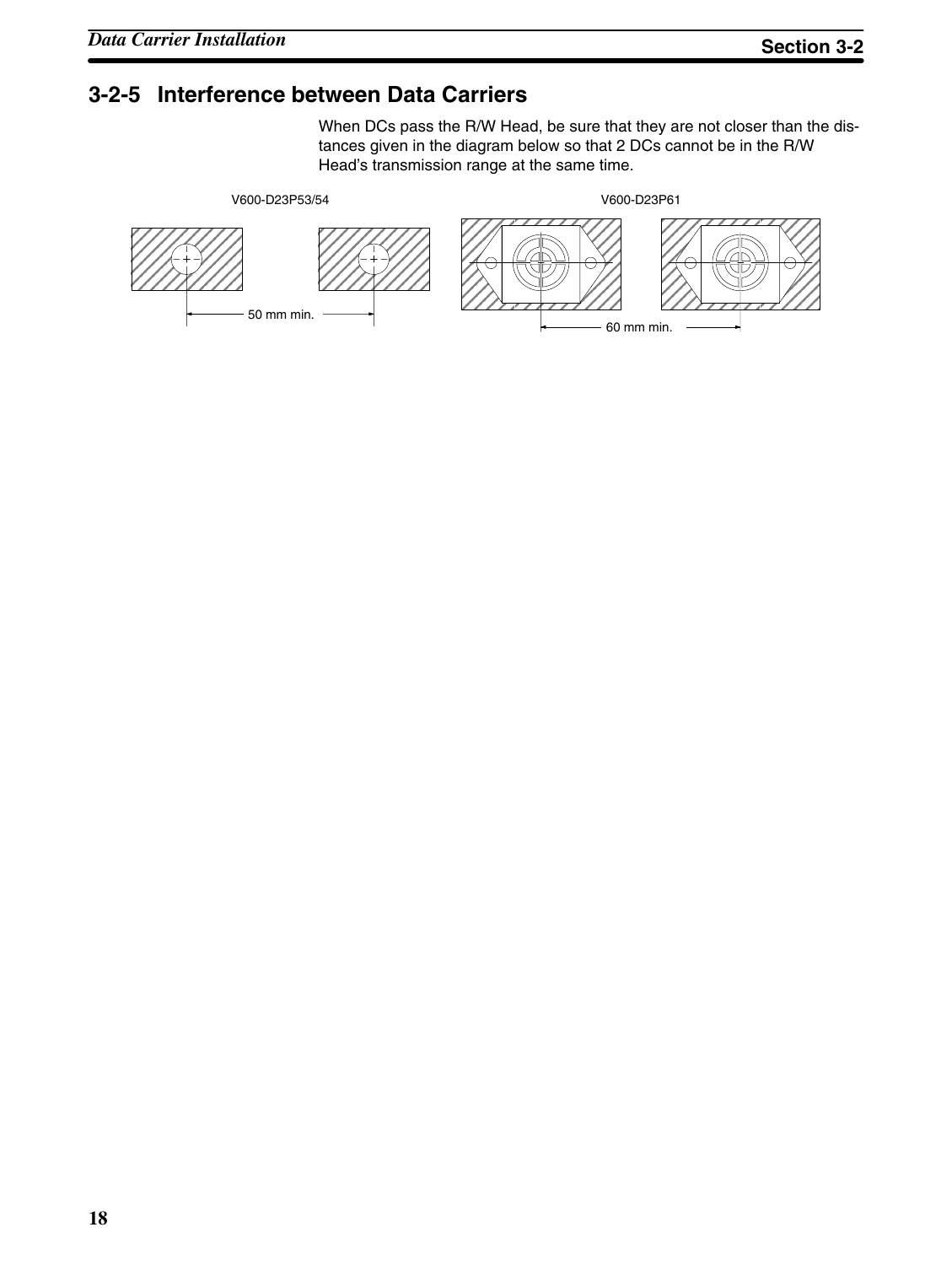## 3-2-5 Interference between Data Carriers

When DCs pass the R/W Head, be sure that they are not closer than the distances given in the diagram below so that 2 DCs cannot be in the R/W Head's transmission range at the same time.

V600-D23P53/54

50 mm min.

V600-D23P61

60 mm min.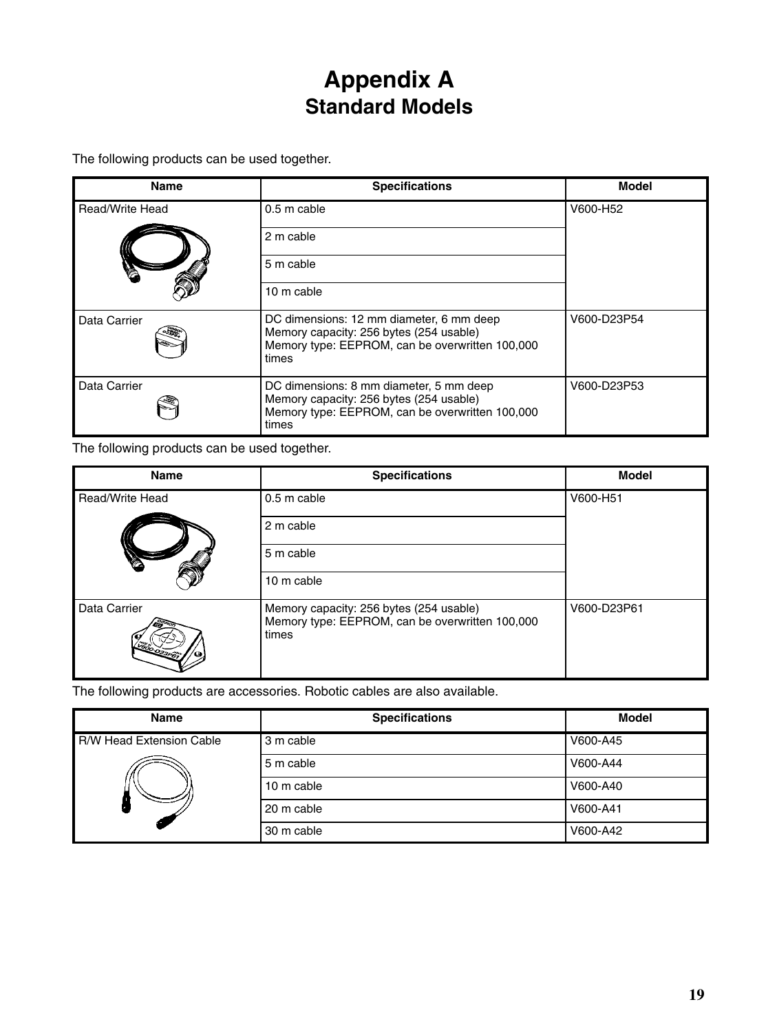# Appendix A
## Standard Models

The following products can be used together.

| Name | Specifications | Model |
|---|---|---|
| Read/Write Head | 0.5 m cable | V600-H52 |
| | 2 m cable | |
| | 5 m cable | |
| | 10 m cable | |
| Data Carrier | DC dimensions: 12 mm diameter, 6 mm deep<br>Memory capacity: 256 bytes (254 usable)<br>Memory type: EEPROM, can be overwritten 100,000 times | V600-D23P54 |
| Data Carrier | DC dimensions: 8 mm diameter, 5 mm deep<br>Memory capacity: 256 bytes (254 usable)<br>Memory type: EEPROM, can be overwritten 100,000 times | V600-D23P53 |

The following products can be used together.

| Name | Specifications | Model |
|---|---|---|
| Read/Write Head | 0.5 m cable | V600-H51 |
| | 2 m cable | |
| | 5 m cable | |
| | 10 m cable | |
| Data Carrier | Memory capacity: 256 bytes (254 usable)<br>Memory type: EEPROM, can be overwritten 100,000 times | V600-D23P61 |

The following products are accessories. Robotic cables are also available.

| Name | Specifications | Model |
|---|---|---|
| R/W Head Extension Cable | 3 m cable | V600-A45 |
| | 5 m cable | V600-A44 |
| | 10 m cable | V600-A40 |
| | 20 m cable | V600-A41 |
| | 30 m cable | V600-A42 |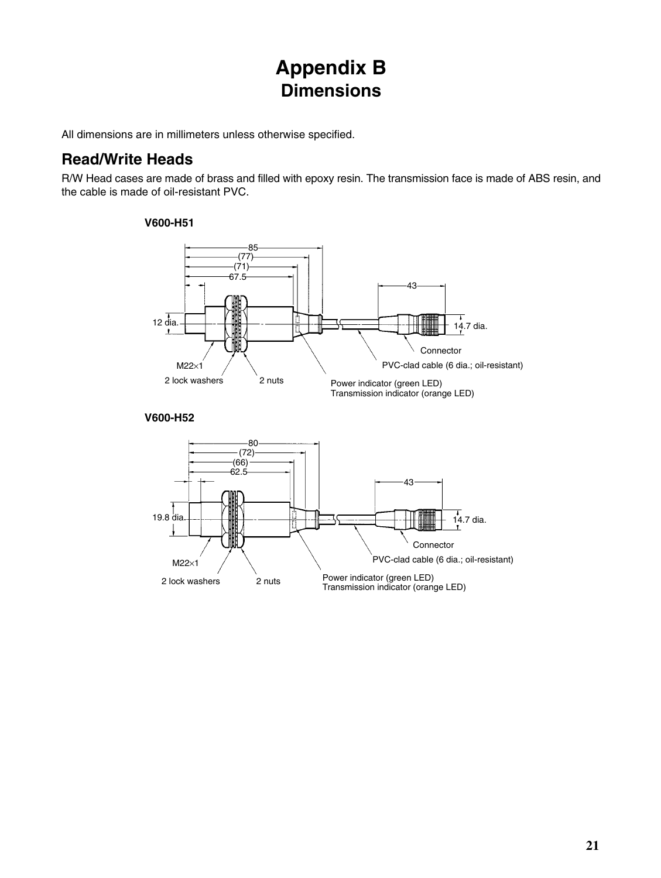# Appendix B
## Dimensions

All dimensions are in millimeters unless otherwise specified.

## Read/Write Heads

R/W Head cases are made of brass and filled with epoxy resin. The transmission face is made of ABS resin, and the cable is made of oil-resistant PVC.

### V600-H51

85
(77)
(71)
67.5
43
12 dia.
14.7 dia.
Connector
M22×1
PVC-clad cable (6 dia.; oil-resistant)
2 lock washers
2 nuts
Power indicator (green LED)
Transmission indicator (orange LED)

### V600-H52

80
(72)
(66)
62.5
43
19.8 dia.
14.7 dia.
Connector
M22×1
PVC-clad cable (6 dia.; oil-resistant)
2 lock washers
2 nuts
Power indicator (green LED)
Transmission indicator (orange LED)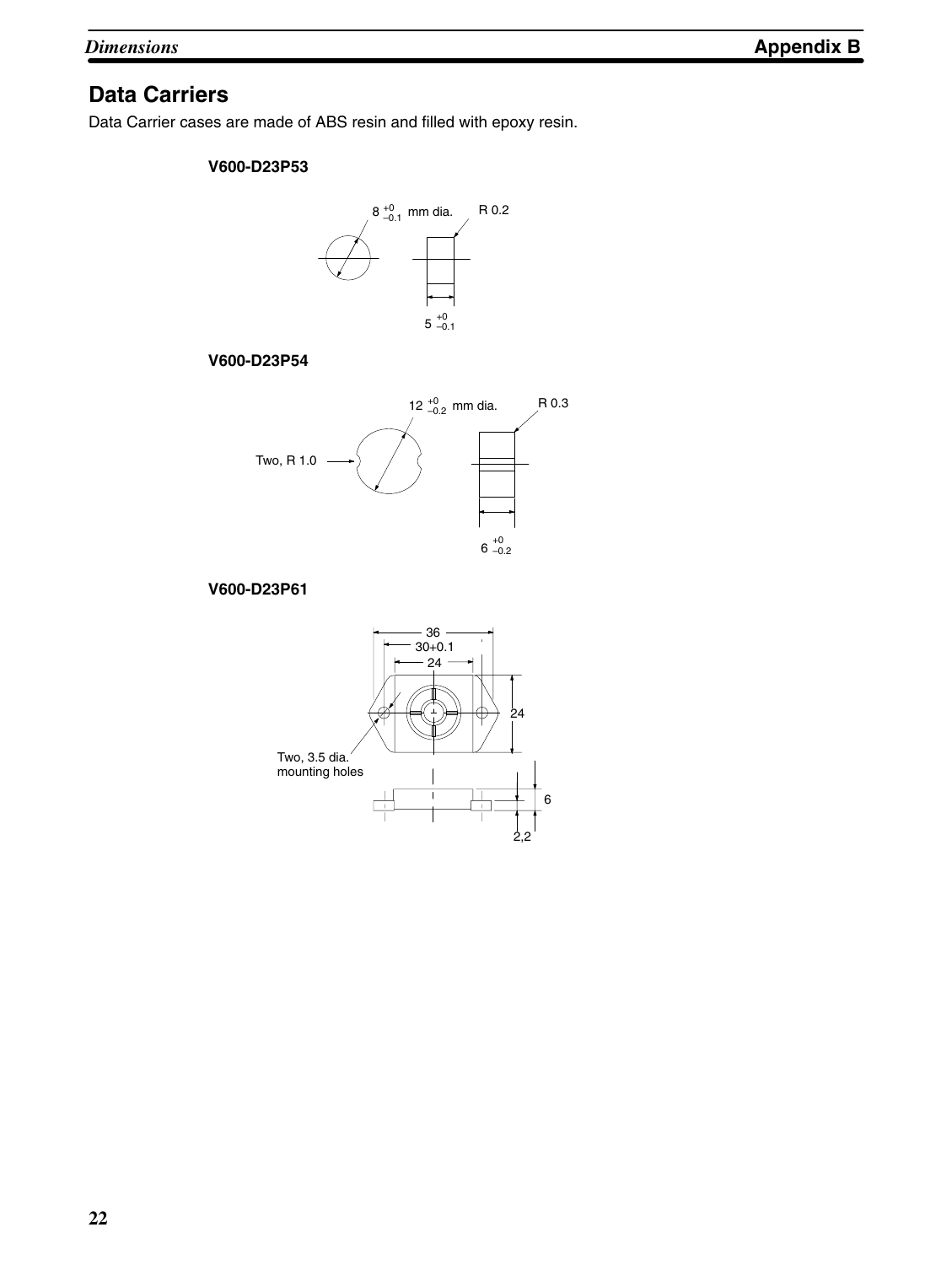## Data Carriers

Data Carrier cases are made of ABS resin and filled with epoxy resin.

**V600-D23P53**

$8^{+0}_{-0.1}$ mm dia.

R 0.2

$5^{+0}_{-0.1}$

**V600-D23P54**

$12^{+0}_{-0.2}$ mm dia.

R 0.3

Two, R 1.0

$6^{+0}_{-0.2}$

**V600-D23P61**

36

30+0.1

24

24

Two, 3.5 dia. mounting holes

6

2,2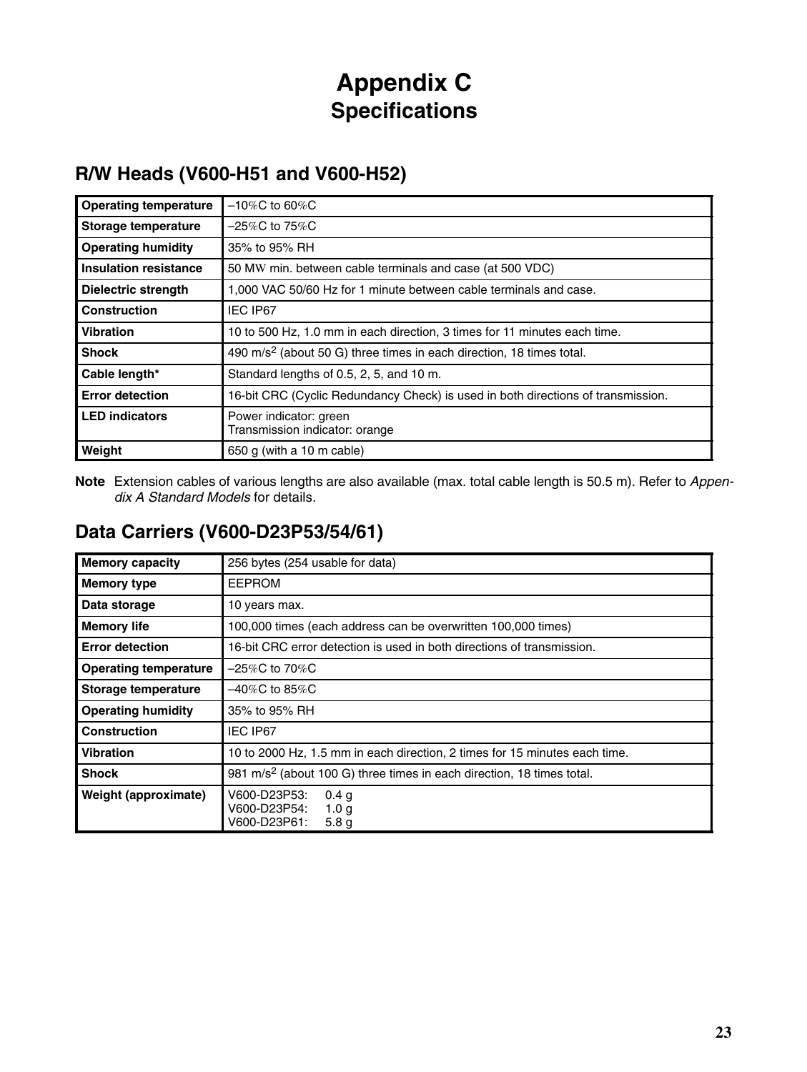# Appendix C
# Specifications

## R/W Heads (V600-H51 and V600-H52)

| | |
|---|---|
| **Operating temperature** | –10°C to 60°C |
| **Storage temperature** | –25°C to 75°C |
| **Operating humidity** | 35% to 95% RH |
| **Insulation resistance** | 50 MΩ min. between cable terminals and case (at 500 VDC) |
| **Dielectric strength** | 1,000 VAC 50/60 Hz for 1 minute between cable terminals and case. |
| **Construction** | IEC IP67 |
| **Vibration** | 10 to 500 Hz, 1.0 mm in each direction, 3 times for 11 minutes each time. |
| **Shock** | 490 $m/s^2$ (about 50 G) three times in each direction, 18 times total. |
| **Cable length*** | Standard lengths of 0.5, 2, 5, and 10 m. |
| **Error detection** | 16-bit CRC (Cyclic Redundancy Check) is used in both directions of transmission. |
| **LED indicators** | Power indicator: green<br>Transmission indicator: orange |
| **Weight** | 650 g (with a 10 m cable) |

**Note** Extension cables of various lengths are also available (max. total cable length is 50.5 m). Refer to *Appendix A Standard Models* for details.

## Data Carriers (V600-D23P53/54/61)

| | |
|---|---|
| **Memory capacity** | 256 bytes (254 usable for data) |
| **Memory type** | EEPROM |
| **Data storage** | 10 years max. |
| **Memory life** | 100,000 times (each address can be overwritten 100,000 times) |
| **Error detection** | 16-bit CRC error detection is used in both directions of transmission. |
| **Operating temperature** | –25°C to 70°C |
| **Storage temperature** | –40°C to 85°C |
| **Operating humidity** | 35% to 95% RH |
| **Construction** | IEC IP67 |
| **Vibration** | 10 to 2000 Hz, 1.5 mm in each direction, 2 times for 15 minutes each time. |
| **Shock** | 981 $m/s^2$ (about 100 G) three times in each direction, 18 times total. |
| **Weight (approximate)** | V600-D23P53: 0.4 g<br>V600-D23P54: 1.0 g<br>V600-D23P61: 5.8 g |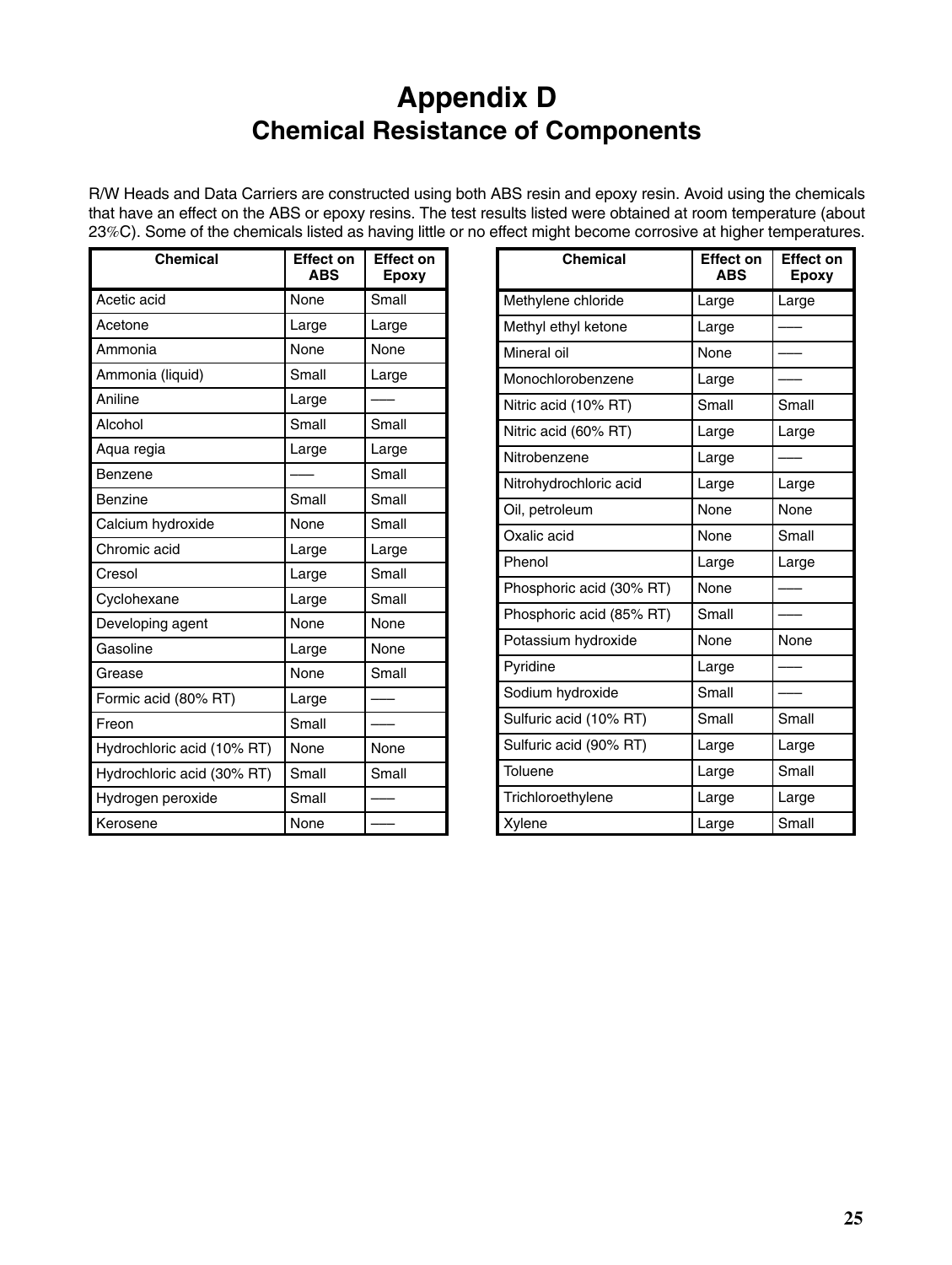# Appendix D
## Chemical Resistance of Components

R/W Heads and Data Carriers are constructed using both ABS resin and epoxy resin. Avoid using the chemicals that have an effect on the ABS or epoxy resins. The test results listed were obtained at room temperature (about 23%C). Some of the chemicals listed as having little or no effect might become corrosive at higher temperatures.

| Chemical | Effect on ABS | Effect on Epoxy |
|---|---|---|
| Acetic acid | None | Small |
| Acetone | Large | Large |
| Ammonia | None | None |
| Ammonia (liquid) | Small | Large |
| Aniline | Large | —– |
| Alcohol | Small | Small |
| Aqua regia | Large | Large |
| Benzene | —– | Small |
| Benzine | Small | Small |
| Calcium hydroxide | None | Small |
| Chromic acid | Large | Large |
| Cresol | Large | Small |
| Cyclohexane | Large | Small |
| Developing agent | None | None |
| Gasoline | Large | None |
| Grease | None | Small |
| Formic acid (80% RT) | Large | —– |
| Freon | Small | —– |
| Hydrochloric acid (10% RT) | None | None |
| Hydrochloric acid (30% RT) | Small | Small |
| Hydrogen peroxide | Small | —– |
| Kerosene | None | —– |
| Methylene chloride | Large | Large |
| Methyl ethyl ketone | Large | —– |
| Mineral oil | None | —– |
| Monochlorobenzene | Large | —– |
| Nitric acid (10% RT) | Small | Small |
| Nitric acid (60% RT) | Large | Large |
| Nitrobenzene | Large | —– |
| Nitrohydrochloric acid | Large | Large |
| Oil, petroleum | None | None |
| Oxalic acid | None | Small |
| Phenol | Large | Large |
| Phosphoric acid (30% RT) | None | —– |
| Phosphoric acid (85% RT) | Small | —– |
| Potassium hydroxide | None | None |
| Pyridine | Large | —– |
| Sodium hydroxide | Small | —– |
| Sulfuric acid (10% RT) | Small | Small |
| Sulfuric acid (90% RT) | Large | Large |
| Toluene | Large | Small |
| Trichloroethylene | Large | Large |
| Xylene | Large | Small |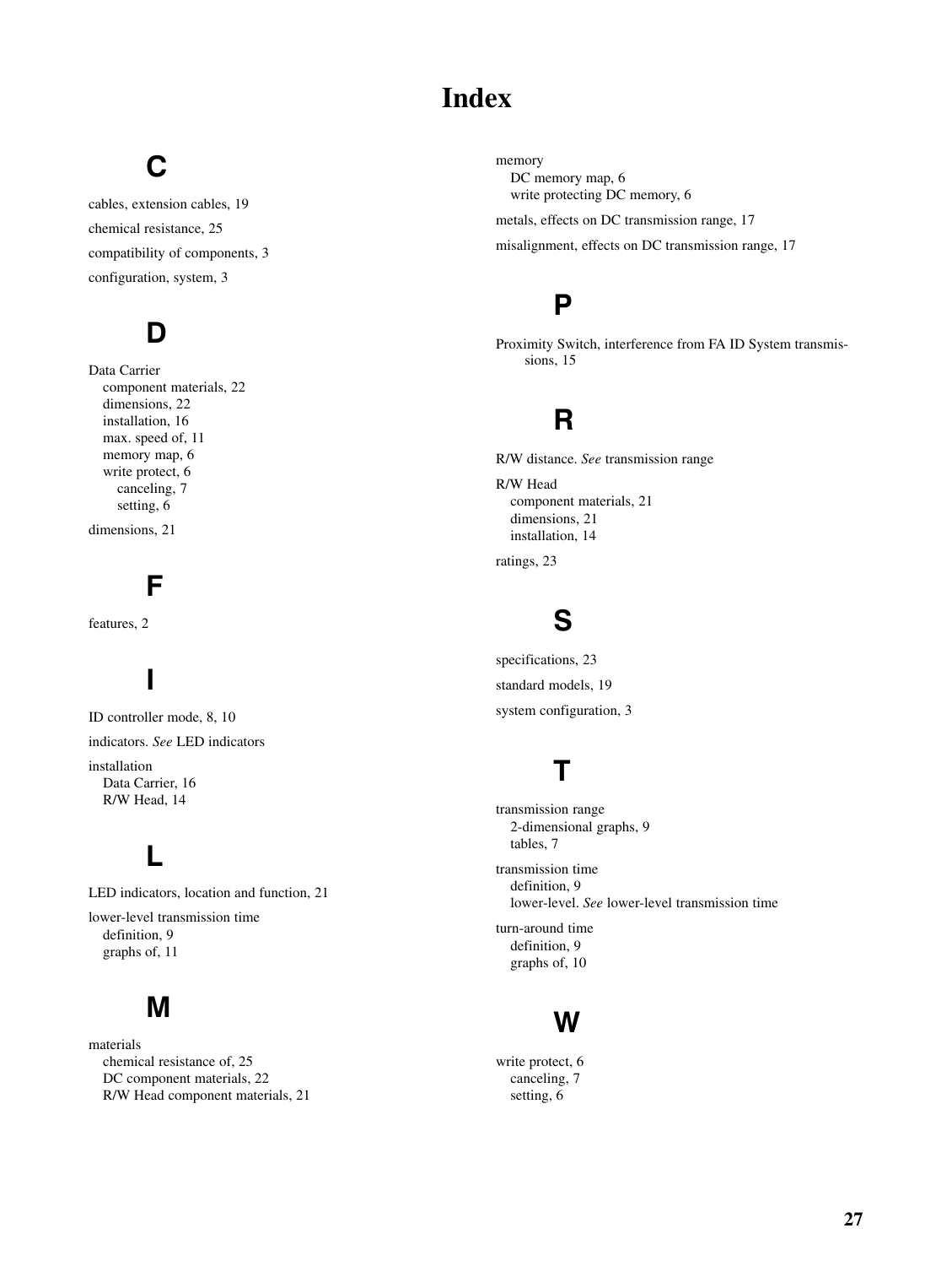# Index

## C

cables, extension cables, 19

chemical resistance, 25

compatibility of components, 3

configuration, system, 3

## D

Data Carrier
- component materials, 22
- dimensions, 22
- installation, 16
- max. speed of, 11
- memory map, 6
- write protect, 6
  - canceling, 7
  - setting, 6

dimensions, 21

## F

features, 2

## I

ID controller mode, 8, 10

indicators. *See* LED indicators

installation
- Data Carrier, 16
- R/W Head, 14

## L

LED indicators, location and function, 21

lower-level transmission time
- definition, 9
- graphs of, 11

## M

materials
- chemical resistance of, 25
- DC component materials, 22
- R/W Head component materials, 21

memory
- DC memory map, 6
- write protecting DC memory, 6

metals, effects on DC transmission range, 17

misalignment, effects on DC transmission range, 17

## P

Proximity Switch, interference from FA ID System transmissions, 15

## R

R/W distance. *See* transmission range

R/W Head
- component materials, 21
- dimensions, 21
- installation, 14

ratings, 23

## S

specifications, 23

standard models, 19

system configuration, 3

## T

transmission range
- 2-dimensional graphs, 9
- tables, 7

transmission time
- definition, 9
- lower-level. *See* lower-level transmission time

turn-around time
- definition, 9
- graphs of, 10

## W

write protect, 6
- canceling, 7
- setting, 6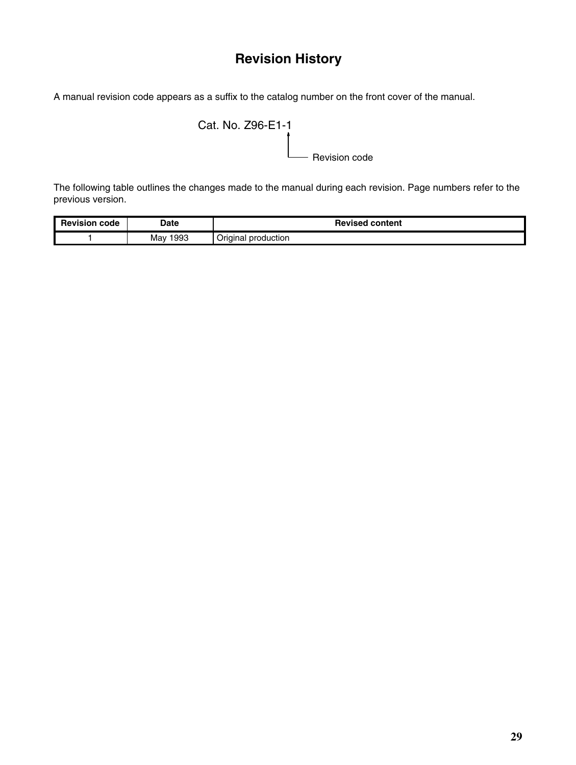# Revision History

A manual revision code appears as a suffix to the catalog number on the front cover of the manual.

Cat. No. Z96-E1-1

Revision code

The following table outlines the changes made to the manual during each revision. Page numbers refer to the previous version.

| Revision code | Date | Revised content |
|---|---|---|
| 1 | May 1993 | Original production |